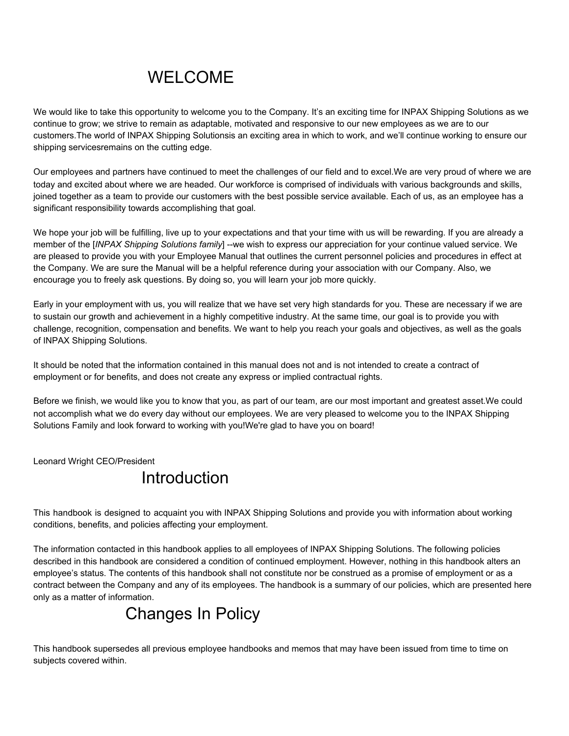# WELCOME

We would like to take this opportunity to welcome you to the Company. It's an exciting time for INPAX Shipping Solutions as we continue to grow; we strive to remain as adaptable, motivated and responsive to our new employees as we are to our customers.The world of INPAX Shipping Solutionsis an exciting area in which to work, and we'll continue working to ensure our shipping servicesremains on the cutting edge.

Our employees and partners have continued to meet the challenges of our field and to excel.We are very proud of where we are today and excited about where we are headed. Our workforce is comprised of individuals with various backgrounds and skills, joined together as a team to provide our customers with the best possible service available. Each of us, as an employee has a significant responsibility towards accomplishing that goal.

We hope your job will be fulfilling, live up to your expectations and that your time with us will be rewarding. If you are already a member of the [*INPAX Shipping Solutions family*] --we wish to express our appreciation for your continue valued service. We are pleased to provide you with your Employee Manual that outlines the current personnel policies and procedures in effect at the Company. We are sure the Manual will be a helpful reference during your association with our Company. Also, we encourage you to freely ask questions. By doing so, you will learn your job more quickly.

Early in your employment with us, you will realize that we have set very high standards for you. These are necessary if we are to sustain our growth and achievement in a highly competitive industry. At the same time, our goal is to provide you with challenge, recognition, compensation and benefits. We want to help you reach your goals and objectives, as well as the goals of INPAX Shipping Solutions.

It should be noted that the information contained in this manual does not and is not intended to create a contract of employment or for benefits, and does not create any express or implied contractual rights.

Before we finish, we would like you to know that you, as part of our team, are our most important and greatest asset.We could not accomplish what we do every day without our employees. We are very pleased to welcome you to the INPAX Shipping Solutions Family and look forward to working with you!We're glad to have you on board!

Leonard Wright CEO/President

# Introduction

This handbook is designed to acquaint you with INPAX Shipping Solutions and provide you with information about working conditions, benefits, and policies affecting your employment.

The information contacted in this handbook applies to all employees of INPAX Shipping Solutions. The following policies described in this handbook are considered a condition of continued employment. However, nothing in this handbook alters an employee's status. The contents of this handbook shall not constitute nor be construed as a promise of employment or as a contract between the Company and any of its employees. The handbook is a summary of our policies, which are presented here only as a matter of information.

# Changes In Policy

This handbook supersedes all previous employee handbooks and memos that may have been issued from time to time on subjects covered within.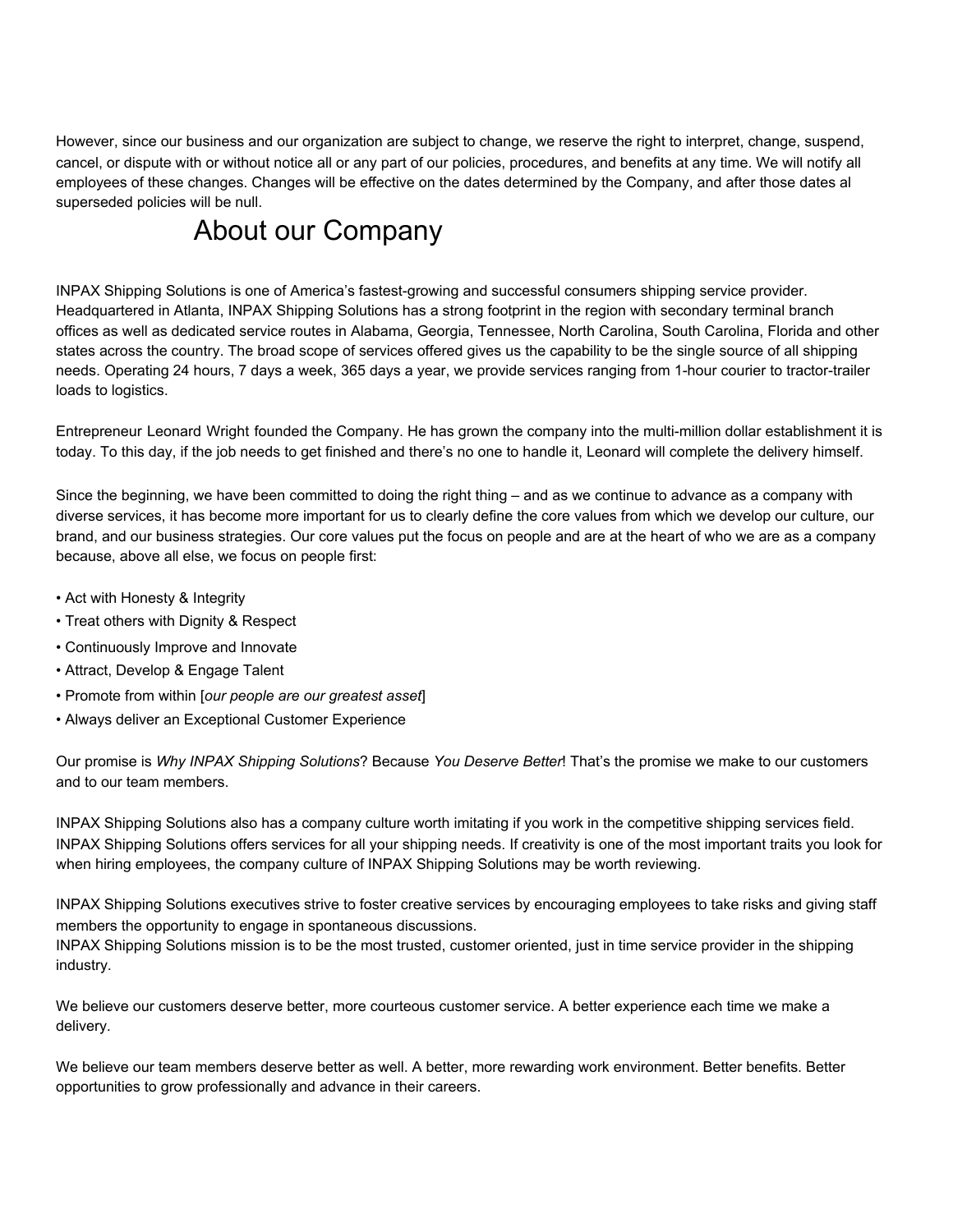However, since our business and our organization are subject to change, we reserve the right to interpret, change, suspend, cancel, or dispute with or without notice all or any part of our policies, procedures, and benefits at any time. We will notify all employees of these changes. Changes will be effective on the dates determined by the Company, and after those dates al superseded policies will be null.

# About our Company

INPAX Shipping Solutions is one of America's fastest-growing and successful consumers shipping service provider. Headquartered in Atlanta, INPAX Shipping Solutions has a strong footprint in the region with secondary terminal branch offices as well as dedicated service routes in Alabama, Georgia, Tennessee, North Carolina, South Carolina, Florida and other states across the country. The broad scope of services offered gives us the capability to be the single source of all shipping needs. Operating 24 hours, 7 days a week, 365 days a year, we provide services ranging from 1-hour courier to tractor-trailer loads to logistics.

Entrepreneur Leonard Wright founded the Company. He has grown the company into the multi-million dollar establishment it is today. To this day, if the job needs to get finished and there's no one to handle it, Leonard will complete the delivery himself.

Since the beginning, we have been committed to doing the right thing – and as we continue to advance as a company with diverse services, it has become more important for us to clearly define the core values from which we develop our culture, our brand, and our business strategies. Our core values put the focus on people and are at the heart of who we are as a company because, above all else, we focus on people first:

- Act with Honesty & Integrity
- Treat others with Dignity & Respect
- Continuously Improve and Innovate
- Attract, Develop & Engage Talent
- Promote from within [*our people are our greatest asset*]
- Always deliver an Exceptional Customer Experience

Our promise is *Why INPAX Shipping Solutions*? Because *You Deserve Better*! That's the promise we make to our customers and to our team members.

INPAX Shipping Solutions also has a company culture worth imitating if you work in the competitive shipping services field. INPAX Shipping Solutions offers services for all your shipping needs. If creativity is one of the most important traits you look for when hiring employees, the company culture of INPAX Shipping Solutions may be worth reviewing.

INPAX Shipping Solutions executives strive to foster creative services by encouraging employees to take risks and giving staff members the opportunity to engage in spontaneous discussions.
INPAX Shipping Solutions mission is to be the most trusted, customer oriented, just in time service provider in the shipping industry.

We believe our customers deserve better, more courteous customer service. A better experience each time we make a delivery.

We believe our team members deserve better as well. A better, more rewarding work environment. Better benefits. Better opportunities to grow professionally and advance in their careers.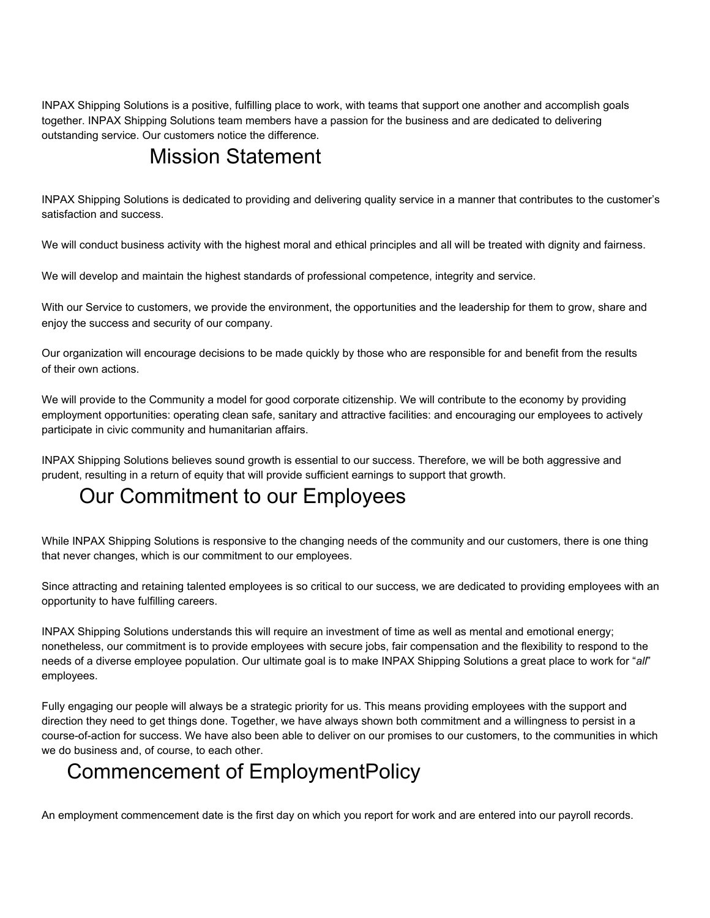INPAX Shipping Solutions is a positive, fulfilling place to work, with teams that support one another and accomplish goals together. INPAX Shipping Solutions team members have a passion for the business and are dedicated to delivering outstanding service. Our customers notice the difference.

## Mission Statement

INPAX Shipping Solutions is dedicated to providing and delivering quality service in a manner that contributes to the customer's satisfaction and success.

We will conduct business activity with the highest moral and ethical principles and all will be treated with dignity and fairness.

We will develop and maintain the highest standards of professional competence, integrity and service.

With our Service to customers, we provide the environment, the opportunities and the leadership for them to grow, share and enjoy the success and security of our company.

Our organization will encourage decisions to be made quickly by those who are responsible for and benefit from the results of their own actions.

We will provide to the Community a model for good corporate citizenship. We will contribute to the economy by providing employment opportunities: operating clean safe, sanitary and attractive facilities: and encouraging our employees to actively participate in civic community and humanitarian affairs.

INPAX Shipping Solutions believes sound growth is essential to our success. Therefore, we will be both aggressive and prudent, resulting in a return of equity that will provide sufficient earnings to support that growth.

## Our Commitment to our Employees

While INPAX Shipping Solutions is responsive to the changing needs of the community and our customers, there is one thing that never changes, which is our commitment to our employees.

Since attracting and retaining talented employees is so critical to our success, we are dedicated to providing employees with an opportunity to have fulfilling careers.

INPAX Shipping Solutions understands this will require an investment of time as well as mental and emotional energy; nonetheless, our commitment is to provide employees with secure jobs, fair compensation and the flexibility to respond to the needs of a diverse employee population. Our ultimate goal is to make INPAX Shipping Solutions a great place to work for "*all*" employees.

Fully engaging our people will always be a strategic priority for us. This means providing employees with the support and direction they need to get things done. Together, we have always shown both commitment and a willingness to persist in a course-of-action for success. We have also been able to deliver on our promises to our customers, to the communities in which we do business and, of course, to each other.

## Commencement of EmploymentPolicy

An employment commencement date is the first day on which you report for work and are entered into our payroll records.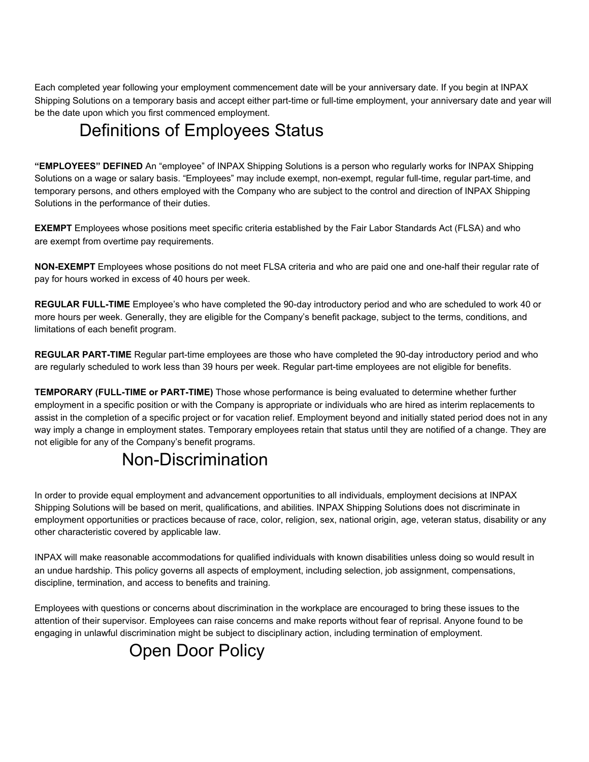Each completed year following your employment commencement date will be your anniversary date. If you begin at INPAX Shipping Solutions on a temporary basis and accept either part-time or full-time employment, your anniversary date and year will be the date upon which you first commenced employment.

## Definitions of Employees Status

**"EMPLOYEES" DEFINED** An "employee" of INPAX Shipping Solutions is a person who regularly works for INPAX Shipping Solutions on a wage or salary basis. "Employees" may include exempt, non-exempt, regular full-time, regular part-time, and temporary persons, and others employed with the Company who are subject to the control and direction of INPAX Shipping Solutions in the performance of their duties.

**EXEMPT** Employees whose positions meet specific criteria established by the Fair Labor Standards Act (FLSA) and who are exempt from overtime pay requirements.

**NON-EXEMPT** Employees whose positions do not meet FLSA criteria and who are paid one and one-half their regular rate of pay for hours worked in excess of 40 hours per week.

**REGULAR FULL-TIME** Employee's who have completed the 90-day introductory period and who are scheduled to work 40 or more hours per week. Generally, they are eligible for the Company's benefit package, subject to the terms, conditions, and limitations of each benefit program.

**REGULAR PART-TIME** Regular part-time employees are those who have completed the 90-day introductory period and who are regularly scheduled to work less than 39 hours per week. Regular part-time employees are not eligible for benefits.

**TEMPORARY (FULL-TIME or PART-TIME)** Those whose performance is being evaluated to determine whether further employment in a specific position or with the Company is appropriate or individuals who are hired as interim replacements to assist in the completion of a specific project or for vacation relief. Employment beyond and initially stated period does not in any way imply a change in employment states. Temporary employees retain that status until they are notified of a change. They are not eligible for any of the Company's benefit programs.

## Non-Discrimination

In order to provide equal employment and advancement opportunities to all individuals, employment decisions at INPAX Shipping Solutions will be based on merit, qualifications, and abilities. INPAX Shipping Solutions does not discriminate in employment opportunities or practices because of race, color, religion, sex, national origin, age, veteran status, disability or any other characteristic covered by applicable law.

INPAX will make reasonable accommodations for qualified individuals with known disabilities unless doing so would result in an undue hardship. This policy governs all aspects of employment, including selection, job assignment, compensations, discipline, termination, and access to benefits and training.

Employees with questions or concerns about discrimination in the workplace are encouraged to bring these issues to the attention of their supervisor. Employees can raise concerns and make reports without fear of reprisal. Anyone found to be engaging in unlawful discrimination might be subject to disciplinary action, including termination of employment.

## Open Door Policy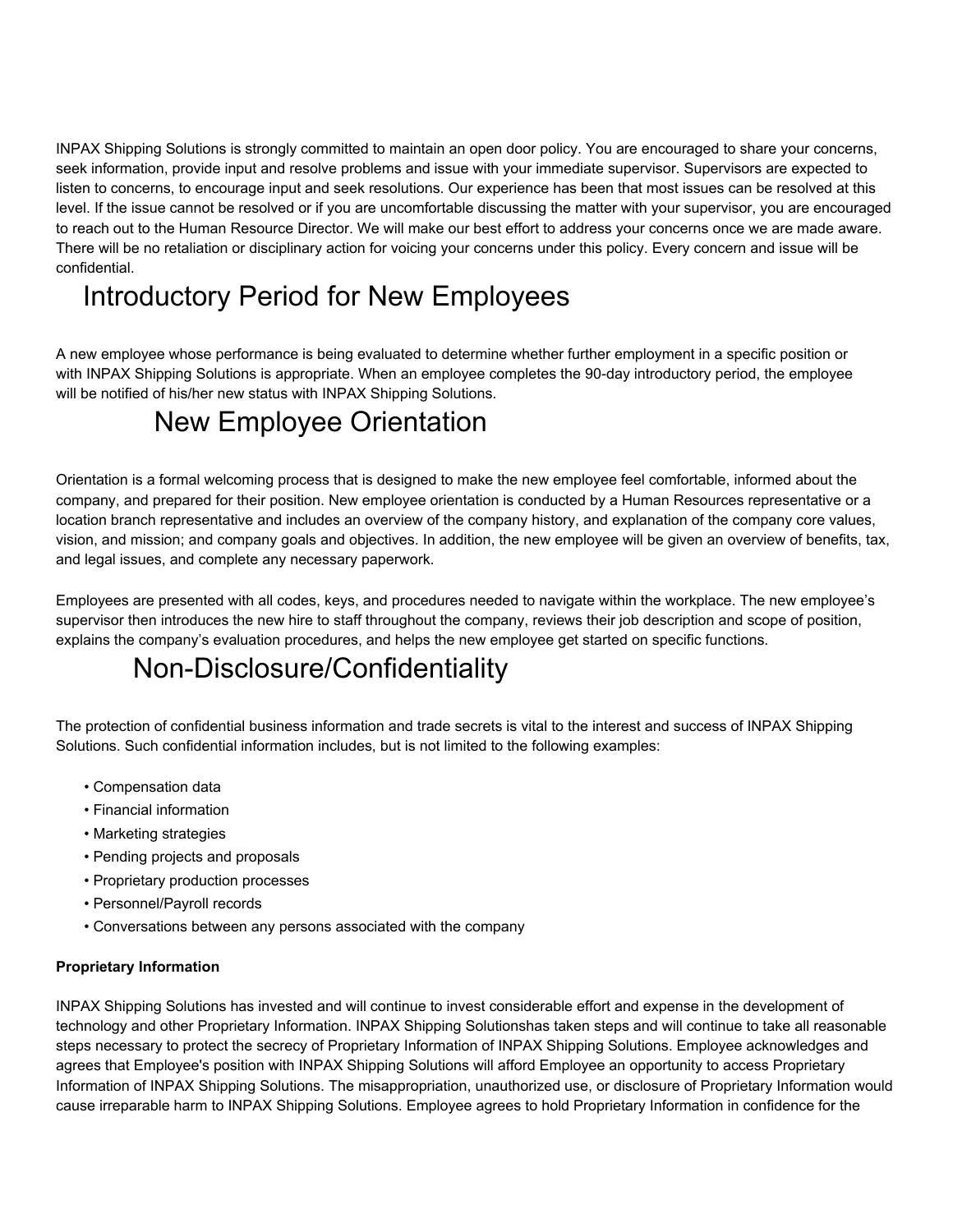INPAX Shipping Solutions is strongly committed to maintain an open door policy. You are encouraged to share your concerns, seek information, provide input and resolve problems and issue with your immediate supervisor. Supervisors are expected to listen to concerns, to encourage input and seek resolutions. Our experience has been that most issues can be resolved at this level. If the issue cannot be resolved or if you are uncomfortable discussing the matter with your supervisor, you are encouraged to reach out to the Human Resource Director. We will make our best effort to address your concerns once we are made aware. There will be no retaliation or disciplinary action for voicing your concerns under this policy. Every concern and issue will be confidential.

# Introductory Period for New Employees

A new employee whose performance is being evaluated to determine whether further employment in a specific position or with INPAX Shipping Solutions is appropriate. When an employee completes the 90-day introductory period, the employee will be notified of his/her new status with INPAX Shipping Solutions.

# New Employee Orientation

Orientation is a formal welcoming process that is designed to make the new employee feel comfortable, informed about the company, and prepared for their position. New employee orientation is conducted by a Human Resources representative or a location branch representative and includes an overview of the company history, and explanation of the company core values, vision, and mission; and company goals and objectives. In addition, the new employee will be given an overview of benefits, tax, and legal issues, and complete any necessary paperwork.

Employees are presented with all codes, keys, and procedures needed to navigate within the workplace. The new employee's supervisor then introduces the new hire to staff throughout the company, reviews their job description and scope of position, explains the company's evaluation procedures, and helps the new employee get started on specific functions.

# Non-Disclosure/Confidentiality

The protection of confidential business information and trade secrets is vital to the interest and success of INPAX Shipping Solutions. Such confidential information includes, but is not limited to the following examples:

- Compensation data
- Financial information
- Marketing strategies
- Pending projects and proposals
- Proprietary production processes
- Personnel/Payroll records
- Conversations between any persons associated with the company

**Proprietary Information**

INPAX Shipping Solutions has invested and will continue to invest considerable effort and expense in the development of technology and other Proprietary Information. INPAX Shipping Solutionshas taken steps and will continue to take all reasonable steps necessary to protect the secrecy of Proprietary Information of INPAX Shipping Solutions. Employee acknowledges and agrees that Employee's position with INPAX Shipping Solutions will afford Employee an opportunity to access Proprietary Information of INPAX Shipping Solutions. The misappropriation, unauthorized use, or disclosure of Proprietary Information would cause irreparable harm to INPAX Shipping Solutions. Employee agrees to hold Proprietary Information in confidence for the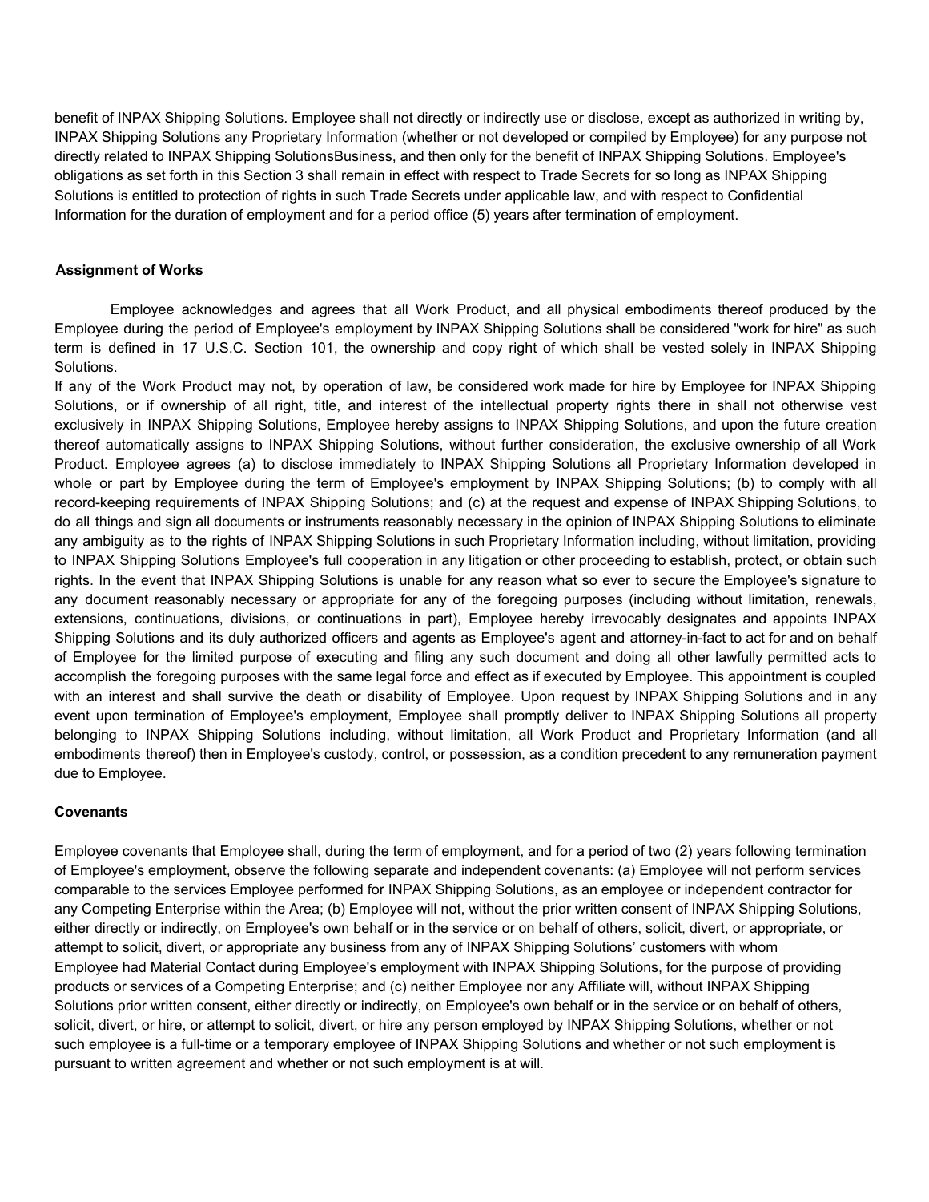benefit of INPAX Shipping Solutions. Employee shall not directly or indirectly use or disclose, except as authorized in writing by, INPAX Shipping Solutions any Proprietary Information (whether or not developed or compiled by Employee) for any purpose not directly related to INPAX Shipping SolutionsBusiness, and then only for the benefit of INPAX Shipping Solutions. Employee's obligations as set forth in this Section 3 shall remain in effect with respect to Trade Secrets for so long as INPAX Shipping Solutions is entitled to protection of rights in such Trade Secrets under applicable law, and with respect to Confidential Information for the duration of employment and for a period office (5) years after termination of employment.

**Assignment of Works**

Employee acknowledges and agrees that all Work Product, and all physical embodiments thereof produced by the Employee during the period of Employee's employment by INPAX Shipping Solutions shall be considered "work for hire" as such term is defined in 17 U.S.C. Section 101, the ownership and copy right of which shall be vested solely in INPAX Shipping Solutions.

If any of the Work Product may not, by operation of law, be considered work made for hire by Employee for INPAX Shipping Solutions, or if ownership of all right, title, and interest of the intellectual property rights there in shall not otherwise vest exclusively in INPAX Shipping Solutions, Employee hereby assigns to INPAX Shipping Solutions, and upon the future creation thereof automatically assigns to INPAX Shipping Solutions, without further consideration, the exclusive ownership of all Work Product. Employee agrees (a) to disclose immediately to INPAX Shipping Solutions all Proprietary Information developed in whole or part by Employee during the term of Employee's employment by INPAX Shipping Solutions; (b) to comply with all record-keeping requirements of INPAX Shipping Solutions; and (c) at the request and expense of INPAX Shipping Solutions, to do all things and sign all documents or instruments reasonably necessary in the opinion of INPAX Shipping Solutions to eliminate any ambiguity as to the rights of INPAX Shipping Solutions in such Proprietary Information including, without limitation, providing to INPAX Shipping Solutions Employee's full cooperation in any litigation or other proceeding to establish, protect, or obtain such rights. In the event that INPAX Shipping Solutions is unable for any reason what so ever to secure the Employee's signature to any document reasonably necessary or appropriate for any of the foregoing purposes (including without limitation, renewals, extensions, continuations, divisions, or continuations in part), Employee hereby irrevocably designates and appoints INPAX Shipping Solutions and its duly authorized officers and agents as Employee's agent and attorney-in-fact to act for and on behalf of Employee for the limited purpose of executing and filing any such document and doing all other lawfully permitted acts to accomplish the foregoing purposes with the same legal force and effect as if executed by Employee. This appointment is coupled with an interest and shall survive the death or disability of Employee. Upon request by INPAX Shipping Solutions and in any event upon termination of Employee's employment, Employee shall promptly deliver to INPAX Shipping Solutions all property belonging to INPAX Shipping Solutions including, without limitation, all Work Product and Proprietary Information (and all embodiments thereof) then in Employee's custody, control, or possession, as a condition precedent to any remuneration payment due to Employee.

**Covenants**

Employee covenants that Employee shall, during the term of employment, and for a period of two (2) years following termination of Employee's employment, observe the following separate and independent covenants: (a) Employee will not perform services comparable to the services Employee performed for INPAX Shipping Solutions, as an employee or independent contractor for any Competing Enterprise within the Area; (b) Employee will not, without the prior written consent of INPAX Shipping Solutions, either directly or indirectly, on Employee's own behalf or in the service or on behalf of others, solicit, divert, or appropriate, or attempt to solicit, divert, or appropriate any business from any of INPAX Shipping Solutions' customers with whom Employee had Material Contact during Employee's employment with INPAX Shipping Solutions, for the purpose of providing products or services of a Competing Enterprise; and (c) neither Employee nor any Affiliate will, without INPAX Shipping Solutions prior written consent, either directly or indirectly, on Employee's own behalf or in the service or on behalf of others, solicit, divert, or hire, or attempt to solicit, divert, or hire any person employed by INPAX Shipping Solutions, whether or not such employee is a full-time or a temporary employee of INPAX Shipping Solutions and whether or not such employment is pursuant to written agreement and whether or not such employment is at will.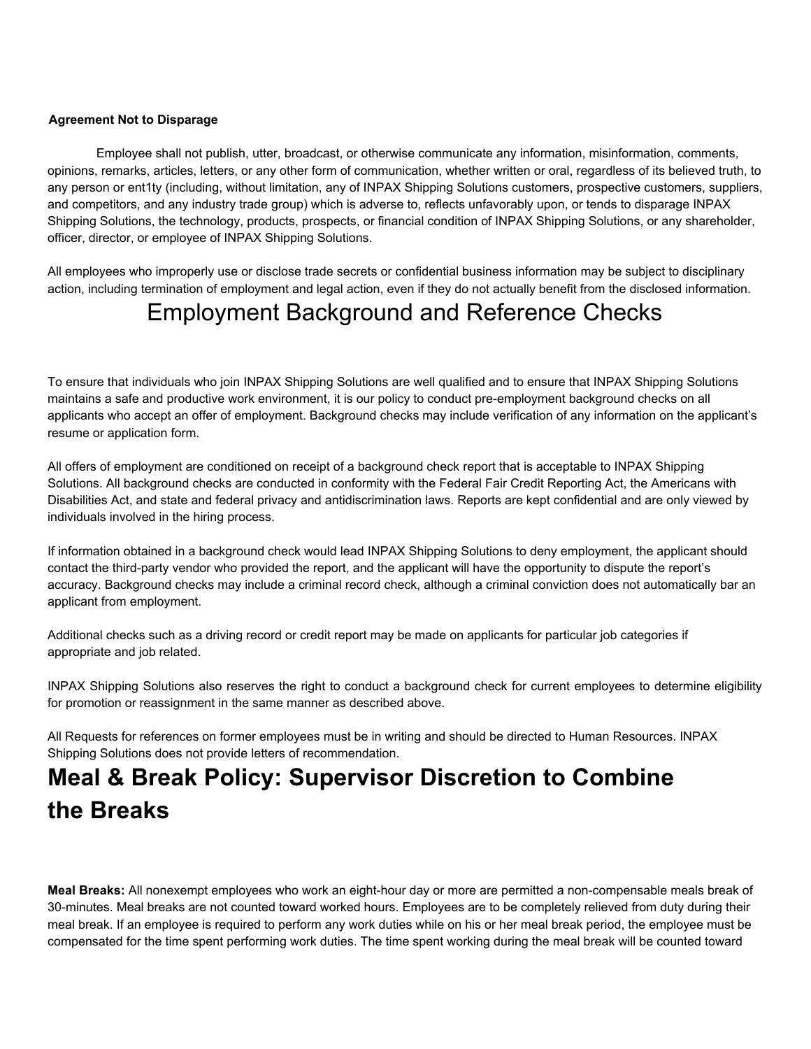**Agreement Not to Disparage**

Employee shall not publish, utter, broadcast, or otherwise communicate any information, misinformation, comments, opinions, remarks, articles, letters, or any other form of communication, whether written or oral, regardless of its believed truth, to any person or ent1ty (including, without limitation, any of INPAX Shipping Solutions customers, prospective customers, suppliers, and competitors, and any industry trade group) which is adverse to, reflects unfavorably upon, or tends to disparage INPAX Shipping Solutions, the technology, products, prospects, or financial condition of INPAX Shipping Solutions, or any shareholder, officer, director, or employee of INPAX Shipping Solutions.

All employees who improperly use or disclose trade secrets or confidential business information may be subject to disciplinary action, including termination of employment and legal action, even if they do not actually benefit from the disclosed information.

# Employment Background and Reference Checks

To ensure that individuals who join INPAX Shipping Solutions are well qualified and to ensure that INPAX Shipping Solutions maintains a safe and productive work environment, it is our policy to conduct pre-employment background checks on all applicants who accept an offer of employment. Background checks may include verification of any information on the applicant's resume or application form.

All offers of employment are conditioned on receipt of a background check report that is acceptable to INPAX Shipping Solutions. All background checks are conducted in conformity with the Federal Fair Credit Reporting Act, the Americans with Disabilities Act, and state and federal privacy and antidiscrimination laws. Reports are kept confidential and are only viewed by individuals involved in the hiring process.

If information obtained in a background check would lead INPAX Shipping Solutions to deny employment, the applicant should contact the third-party vendor who provided the report, and the applicant will have the opportunity to dispute the report's accuracy. Background checks may include a criminal record check, although a criminal conviction does not automatically bar an applicant from employment.

Additional checks such as a driving record or credit report may be made on applicants for particular job categories if appropriate and job related.

INPAX Shipping Solutions also reserves the right to conduct a background check for current employees to determine eligibility for promotion or reassignment in the same manner as described above.

All Requests for references on former employees must be in writing and should be directed to Human Resources. INPAX Shipping Solutions does not provide letters of recommendation.

# Meal & Break Policy: Supervisor Discretion to Combine the Breaks

**Meal Breaks:** All nonexempt employees who work an eight-hour day or more are permitted a non-compensable meals break of 30-minutes. Meal breaks are not counted toward worked hours. Employees are to be completely relieved from duty during their meal break. If an employee is required to perform any work duties while on his or her meal break period, the employee must be compensated for the time spent performing work duties. The time spent working during the meal break will be counted toward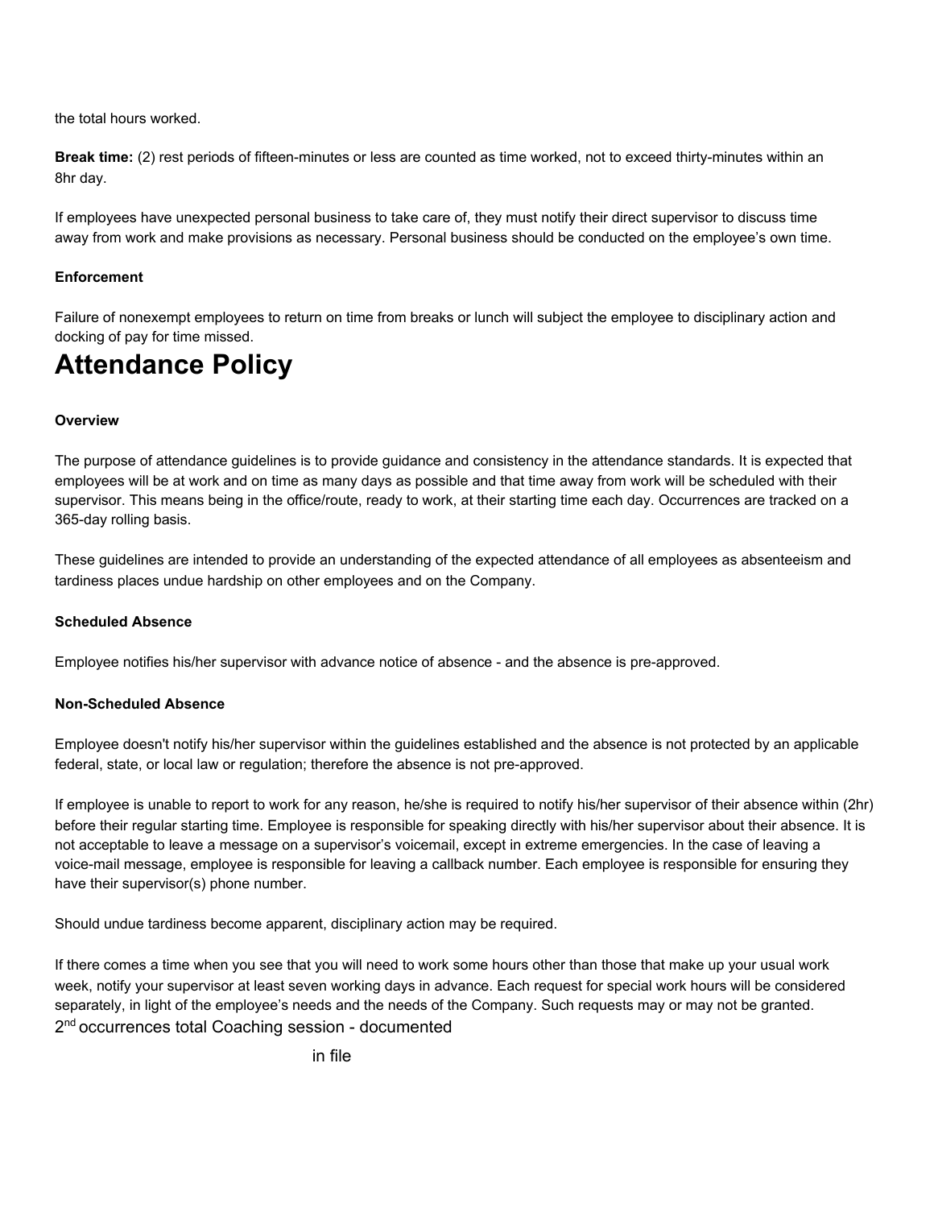the total hours worked.

**Break time:** (2) rest periods of fifteen-minutes or less are counted as time worked, not to exceed thirty-minutes within an 8hr day.

If employees have unexpected personal business to take care of, they must notify their direct supervisor to discuss time away from work and make provisions as necessary. Personal business should be conducted on the employee's own time.

**Enforcement**

Failure of nonexempt employees to return on time from breaks or lunch will subject the employee to disciplinary action and docking of pay for time missed.

# Attendance Policy

**Overview**

The purpose of attendance guidelines is to provide guidance and consistency in the attendance standards. It is expected that employees will be at work and on time as many days as possible and that time away from work will be scheduled with their supervisor. This means being in the office/route, ready to work, at their starting time each day. Occurrences are tracked on a 365-day rolling basis.

These guidelines are intended to provide an understanding of the expected attendance of all employees as absenteeism and tardiness places undue hardship on other employees and on the Company.

**Scheduled Absence**

Employee notifies his/her supervisor with advance notice of absence - and the absence is pre-approved.

**Non-Scheduled Absence**

Employee doesn't notify his/her supervisor within the guidelines established and the absence is not protected by an applicable federal, state, or local law or regulation; therefore the absence is not pre-approved.

If employee is unable to report to work for any reason, he/she is required to notify his/her supervisor of their absence within (2hr) before their regular starting time. Employee is responsible for speaking directly with his/her supervisor about their absence. It is not acceptable to leave a message on a supervisor's voicemail, except in extreme emergencies. In the case of leaving a voice-mail message, employee is responsible for leaving a callback number. Each employee is responsible for ensuring they have their supervisor(s) phone number.

Should undue tardiness become apparent, disciplinary action may be required.

If there comes a time when you see that you will need to work some hours other than those that make up your usual work week, notify your supervisor at least seven working days in advance. Each request for special work hours will be considered separately, in light of the employee's needs and the needs of the Company. Such requests may or may not be granted.

2nd occurrences total Coaching session - documented in file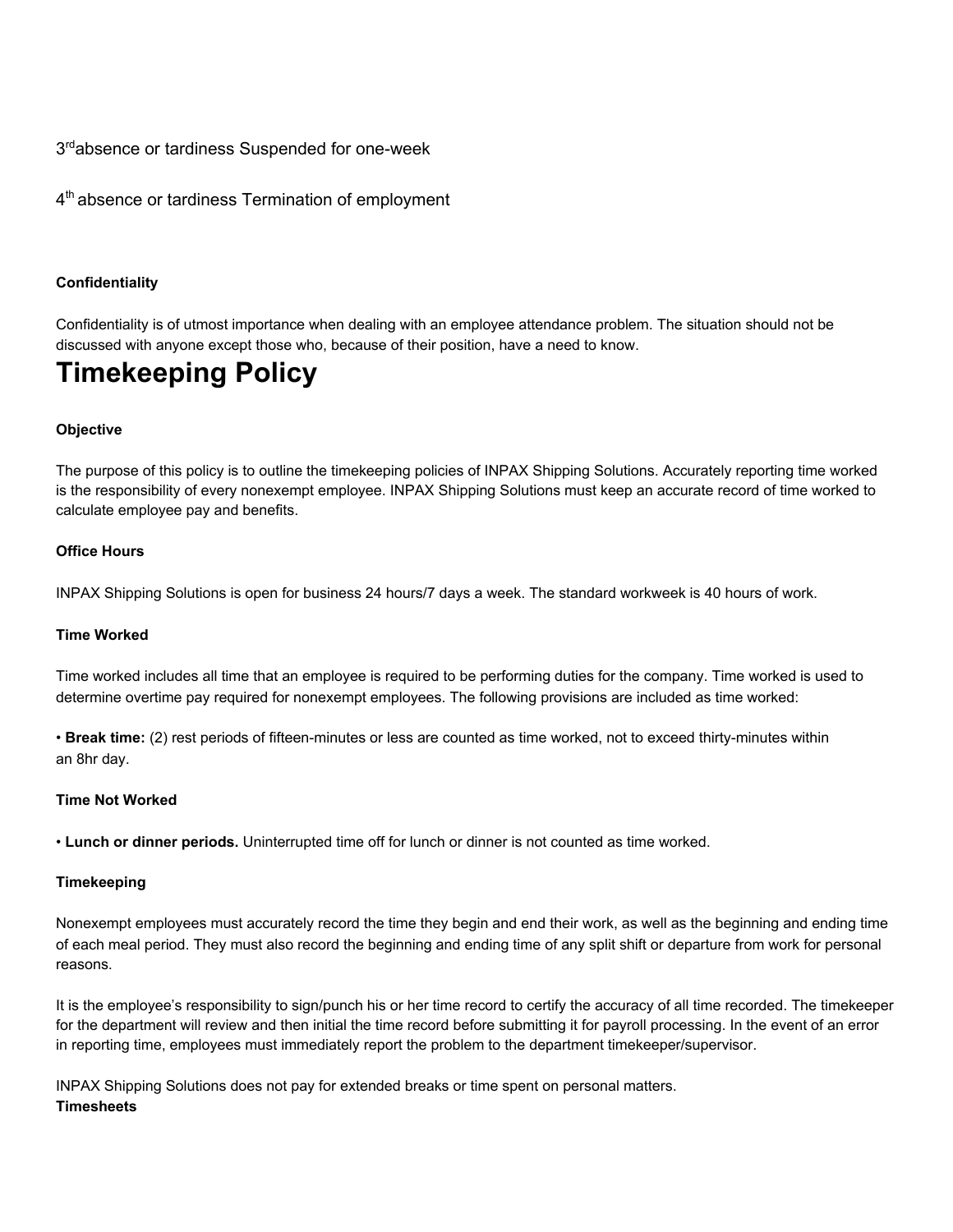3rd absence or tardiness Suspended for one-week

4th absence or tardiness Termination of employment

**Confidentiality**

Confidentiality is of utmost importance when dealing with an employee attendance problem. The situation should not be discussed with anyone except those who, because of their position, have a need to know.

# Timekeeping Policy

**Objective**

The purpose of this policy is to outline the timekeeping policies of INPAX Shipping Solutions. Accurately reporting time worked is the responsibility of every nonexempt employee. INPAX Shipping Solutions must keep an accurate record of time worked to calculate employee pay and benefits.

**Office Hours**

INPAX Shipping Solutions is open for business 24 hours/7 days a week. The standard workweek is 40 hours of work.

**Time Worked**

Time worked includes all time that an employee is required to be performing duties for the company. Time worked is used to determine overtime pay required for nonexempt employees. The following provisions are included as time worked:

• **Break time:** (2) rest periods of fifteen-minutes or less are counted as time worked, not to exceed thirty-minutes within an 8hr day.

**Time Not Worked**

• **Lunch or dinner periods.** Uninterrupted time off for lunch or dinner is not counted as time worked.

**Timekeeping**

Nonexempt employees must accurately record the time they begin and end their work, as well as the beginning and ending time of each meal period. They must also record the beginning and ending time of any split shift or departure from work for personal reasons.

It is the employee's responsibility to sign/punch his or her time record to certify the accuracy of all time recorded. The timekeeper for the department will review and then initial the time record before submitting it for payroll processing. In the event of an error in reporting time, employees must immediately report the problem to the department timekeeper/supervisor.

INPAX Shipping Solutions does not pay for extended breaks or time spent on personal matters.

**Timesheets**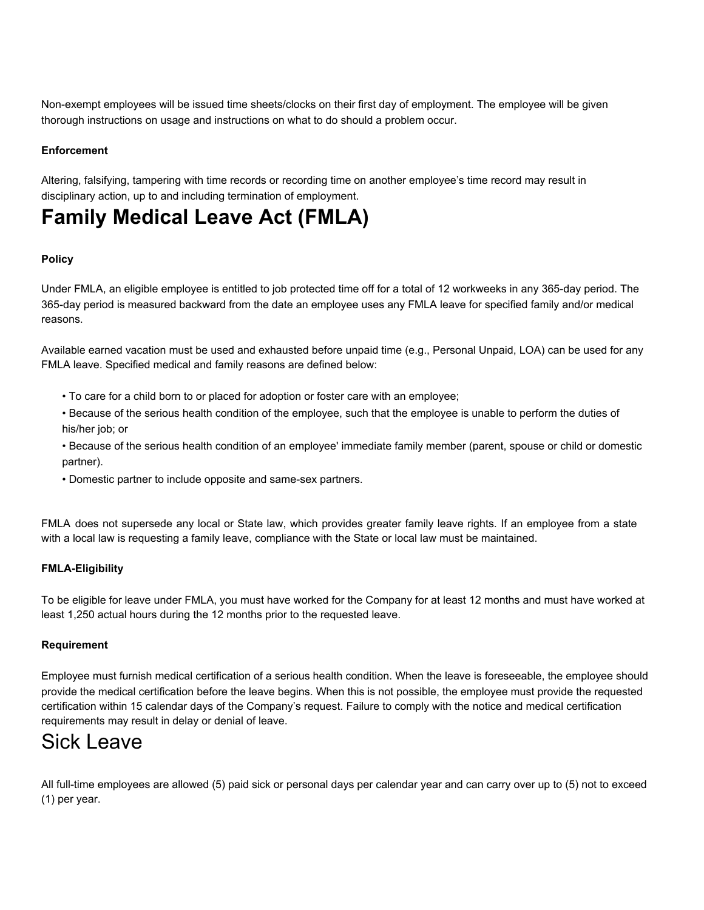Non-exempt employees will be issued time sheets/clocks on their first day of employment. The employee will be given thorough instructions on usage and instructions on what to do should a problem occur.

**Enforcement**

Altering, falsifying, tampering with time records or recording time on another employee's time record may result in disciplinary action, up to and including termination of employment.

# Family Medical Leave Act (FMLA)

**Policy**

Under FMLA, an eligible employee is entitled to job protected time off for a total of 12 workweeks in any 365-day period. The 365-day period is measured backward from the date an employee uses any FMLA leave for specified family and/or medical reasons.

Available earned vacation must be used and exhausted before unpaid time (e.g., Personal Unpaid, LOA) can be used for any FMLA leave. Specified medical and family reasons are defined below:

- To care for a child born to or placed for adoption or foster care with an employee;
- Because of the serious health condition of the employee, such that the employee is unable to perform the duties of his/her job; or
- Because of the serious health condition of an employee' immediate family member (parent, spouse or child or domestic partner).
- Domestic partner to include opposite and same-sex partners.

FMLA does not supersede any local or State law, which provides greater family leave rights. If an employee from a state with a local law is requesting a family leave, compliance with the State or local law must be maintained.

**FMLA-Eligibility**

To be eligible for leave under FMLA, you must have worked for the Company for at least 12 months and must have worked at least 1,250 actual hours during the 12 months prior to the requested leave.

**Requirement**

Employee must furnish medical certification of a serious health condition. When the leave is foreseeable, the employee should provide the medical certification before the leave begins. When this is not possible, the employee must provide the requested certification within 15 calendar days of the Company's request. Failure to comply with the notice and medical certification requirements may result in delay or denial of leave.

# Sick Leave

All full-time employees are allowed (5) paid sick or personal days per calendar year and can carry over up to (5) not to exceed (1) per year.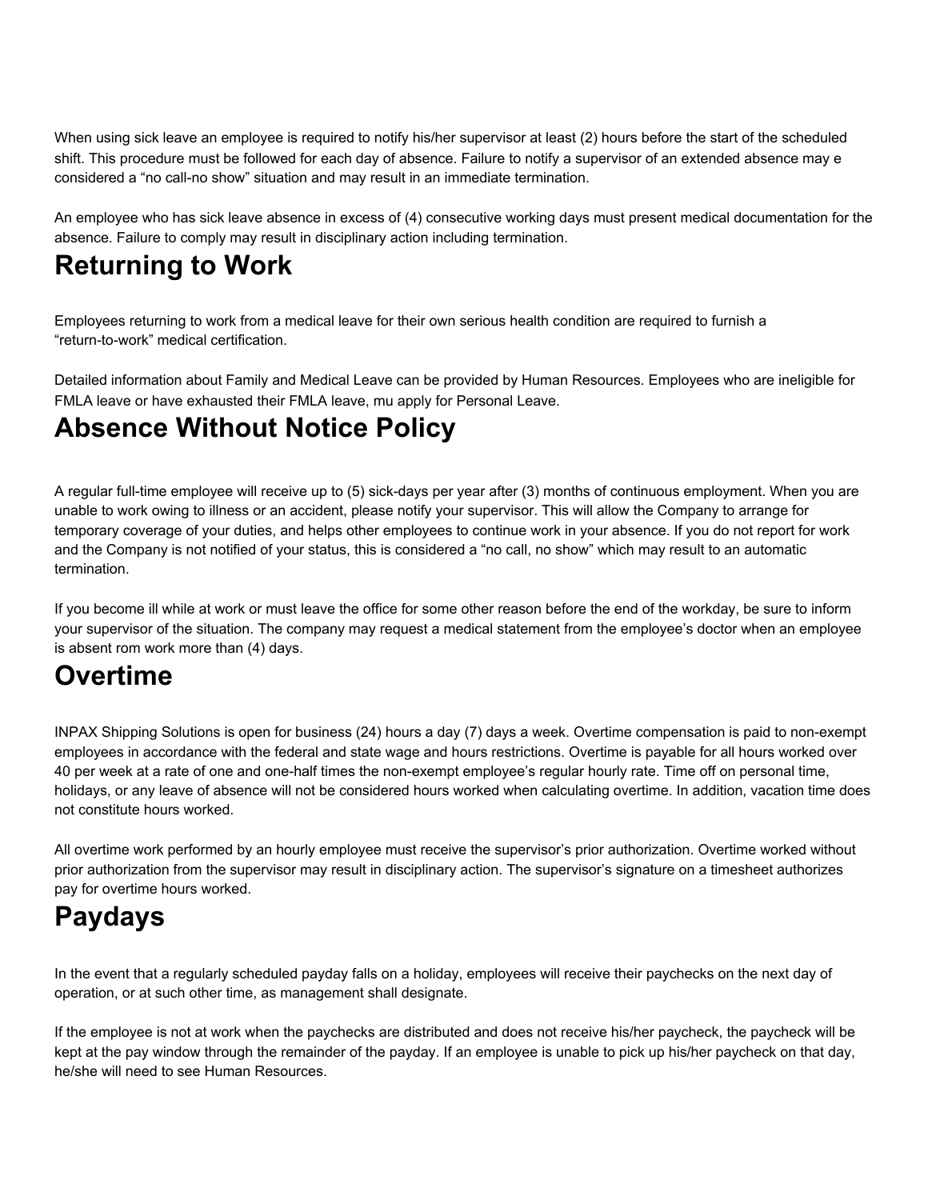When using sick leave an employee is required to notify his/her supervisor at least (2) hours before the start of the scheduled shift. This procedure must be followed for each day of absence. Failure to notify a supervisor of an extended absence may e considered a “no call-no show” situation and may result in an immediate termination.

An employee who has sick leave absence in excess of (4) consecutive working days must present medical documentation for the absence. Failure to comply may result in disciplinary action including termination.

# Returning to Work

Employees returning to work from a medical leave for their own serious health condition are required to furnish a “return-to-work” medical certification.

Detailed information about Family and Medical Leave can be provided by Human Resources. Employees who are ineligible for FMLA leave or have exhausted their FMLA leave, mu apply for Personal Leave.

# Absence Without Notice Policy

A regular full-time employee will receive up to (5) sick-days per year after (3) months of continuous employment. When you are unable to work owing to illness or an accident, please notify your supervisor. This will allow the Company to arrange for temporary coverage of your duties, and helps other employees to continue work in your absence. If you do not report for work and the Company is not notified of your status, this is considered a “no call, no show” which may result to an automatic termination.

If you become ill while at work or must leave the office for some other reason before the end of the workday, be sure to inform your supervisor of the situation. The company may request a medical statement from the employee’s doctor when an employee is absent rom work more than (4) days.

# Overtime

INPAX Shipping Solutions is open for business (24) hours a day (7) days a week. Overtime compensation is paid to non-exempt employees in accordance with the federal and state wage and hours restrictions. Overtime is payable for all hours worked over 40 per week at a rate of one and one-half times the non-exempt employee’s regular hourly rate. Time off on personal time, holidays, or any leave of absence will not be considered hours worked when calculating overtime. In addition, vacation time does not constitute hours worked.

All overtime work performed by an hourly employee must receive the supervisor’s prior authorization. Overtime worked without prior authorization from the supervisor may result in disciplinary action. The supervisor’s signature on a timesheet authorizes pay for overtime hours worked.

# Paydays

In the event that a regularly scheduled payday falls on a holiday, employees will receive their paychecks on the next day of operation, or at such other time, as management shall designate.

If the employee is not at work when the paychecks are distributed and does not receive his/her paycheck, the paycheck will be kept at the pay window through the remainder of the payday. If an employee is unable to pick up his/her paycheck on that day, he/she will need to see Human Resources.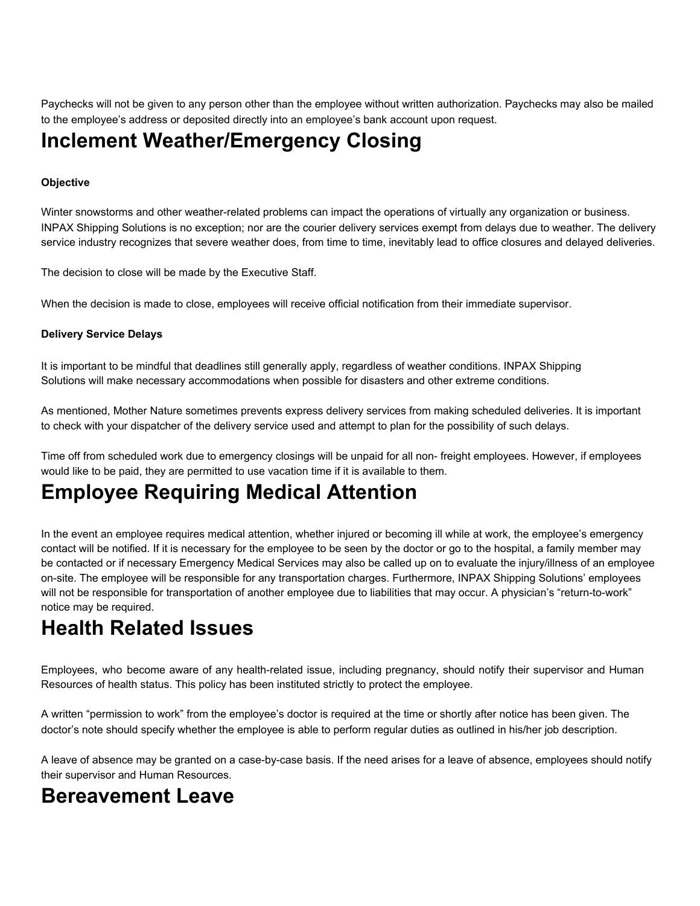Paychecks will not be given to any person other than the employee without written authorization. Paychecks may also be mailed to the employee's address or deposited directly into an employee's bank account upon request.

# Inclement Weather/Emergency Closing

**Objective**

Winter snowstorms and other weather-related problems can impact the operations of virtually any organization or business. INPAX Shipping Solutions is no exception; nor are the courier delivery services exempt from delays due to weather. The delivery service industry recognizes that severe weather does, from time to time, inevitably lead to office closures and delayed deliveries.

The decision to close will be made by the Executive Staff.

When the decision is made to close, employees will receive official notification from their immediate supervisor.

**Delivery Service Delays**

It is important to be mindful that deadlines still generally apply, regardless of weather conditions. INPAX Shipping Solutions will make necessary accommodations when possible for disasters and other extreme conditions.

As mentioned, Mother Nature sometimes prevents express delivery services from making scheduled deliveries. It is important to check with your dispatcher of the delivery service used and attempt to plan for the possibility of such delays.

Time off from scheduled work due to emergency closings will be unpaid for all non- freight employees. However, if employees would like to be paid, they are permitted to use vacation time if it is available to them.

# Employee Requiring Medical Attention

In the event an employee requires medical attention, whether injured or becoming ill while at work, the employee's emergency contact will be notified. If it is necessary for the employee to be seen by the doctor or go to the hospital, a family member may be contacted or if necessary Emergency Medical Services may also be called up on to evaluate the injury/illness of an employee on-site. The employee will be responsible for any transportation charges. Furthermore, INPAX Shipping Solutions' employees will not be responsible for transportation of another employee due to liabilities that may occur. A physician's "return-to-work" notice may be required.

# Health Related Issues

Employees, who become aware of any health-related issue, including pregnancy, should notify their supervisor and Human Resources of health status. This policy has been instituted strictly to protect the employee.

A written "permission to work" from the employee's doctor is required at the time or shortly after notice has been given. The doctor's note should specify whether the employee is able to perform regular duties as outlined in his/her job description.

A leave of absence may be granted on a case-by-case basis. If the need arises for a leave of absence, employees should notify their supervisor and Human Resources.

# Bereavement Leave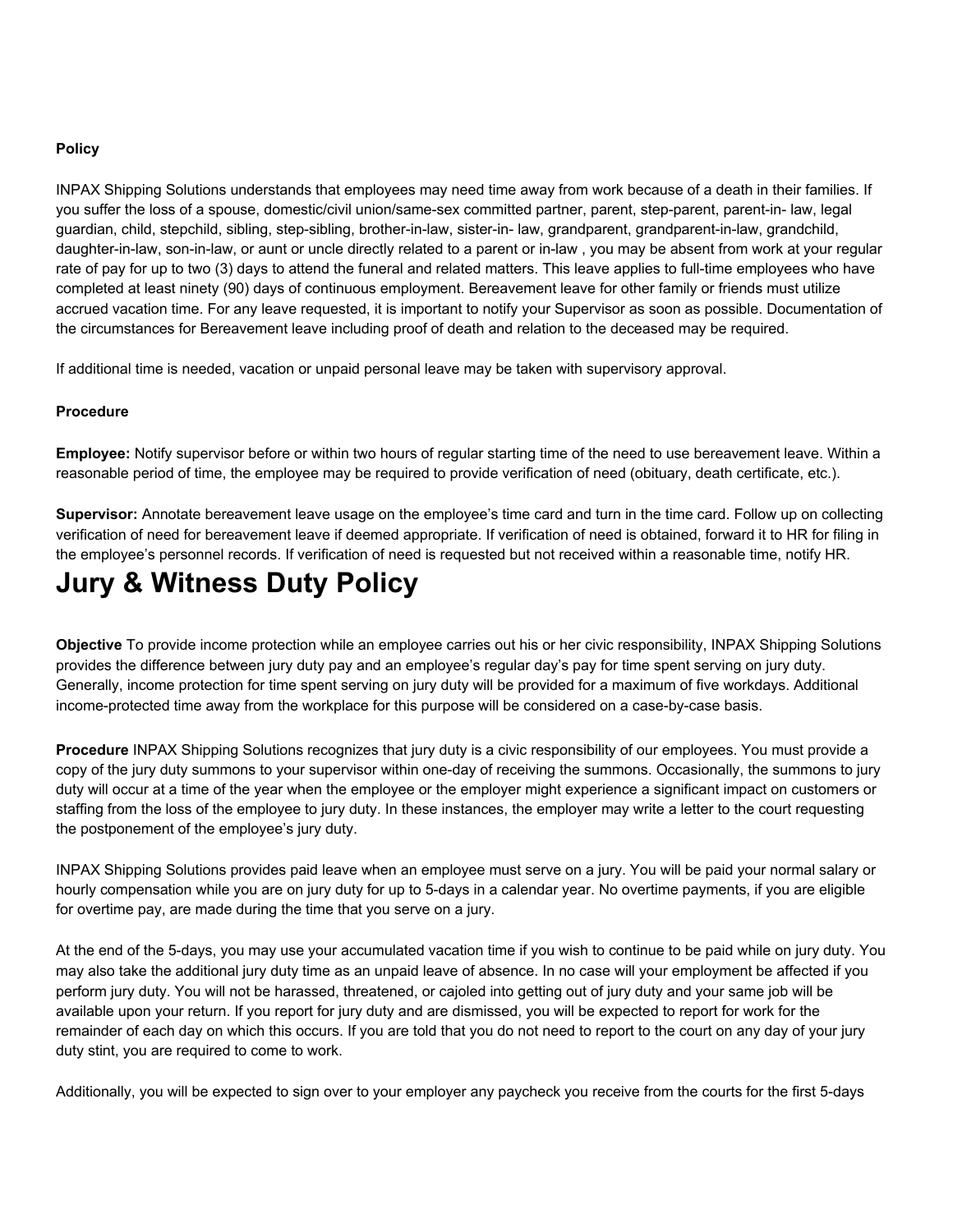**Policy**

INPAX Shipping Solutions understands that employees may need time away from work because of a death in their families. If you suffer the loss of a spouse, domestic/civil union/same-sex committed partner, parent, step-parent, parent-in- law, legal guardian, child, stepchild, sibling, step-sibling, brother-in-law, sister-in- law, grandparent, grandparent-in-law, grandchild, daughter-in-law, son-in-law, or aunt or uncle directly related to a parent or in-law , you may be absent from work at your regular rate of pay for up to two (3) days to attend the funeral and related matters. This leave applies to full-time employees who have completed at least ninety (90) days of continuous employment. Bereavement leave for other family or friends must utilize accrued vacation time. For any leave requested, it is important to notify your Supervisor as soon as possible. Documentation of the circumstances for Bereavement leave including proof of death and relation to the deceased may be required.

If additional time is needed, vacation or unpaid personal leave may be taken with supervisory approval.

**Procedure**

**Employee:** Notify supervisor before or within two hours of regular starting time of the need to use bereavement leave. Within a reasonable period of time, the employee may be required to provide verification of need (obituary, death certificate, etc.).

**Supervisor:** Annotate bereavement leave usage on the employee's time card and turn in the time card. Follow up on collecting verification of need for bereavement leave if deemed appropriate. If verification of need is obtained, forward it to HR for filing in the employee's personnel records. If verification of need is requested but not received within a reasonable time, notify HR.

# Jury & Witness Duty Policy

**Objective** To provide income protection while an employee carries out his or her civic responsibility, INPAX Shipping Solutions provides the difference between jury duty pay and an employee's regular day's pay for time spent serving on jury duty. Generally, income protection for time spent serving on jury duty will be provided for a maximum of five workdays. Additional income-protected time away from the workplace for this purpose will be considered on a case-by-case basis.

**Procedure** INPAX Shipping Solutions recognizes that jury duty is a civic responsibility of our employees. You must provide a copy of the jury duty summons to your supervisor within one-day of receiving the summons. Occasionally, the summons to jury duty will occur at a time of the year when the employee or the employer might experience a significant impact on customers or staffing from the loss of the employee to jury duty. In these instances, the employer may write a letter to the court requesting the postponement of the employee's jury duty.

INPAX Shipping Solutions provides paid leave when an employee must serve on a jury. You will be paid your normal salary or hourly compensation while you are on jury duty for up to 5-days in a calendar year. No overtime payments, if you are eligible for overtime pay, are made during the time that you serve on a jury.

At the end of the 5-days, you may use your accumulated vacation time if you wish to continue to be paid while on jury duty. You may also take the additional jury duty time as an unpaid leave of absence. In no case will your employment be affected if you perform jury duty. You will not be harassed, threatened, or cajoled into getting out of jury duty and your same job will be available upon your return. If you report for jury duty and are dismissed, you will be expected to report for work for the remainder of each day on which this occurs. If you are told that you do not need to report to the court on any day of your jury duty stint, you are required to come to work.

Additionally, you will be expected to sign over to your employer any paycheck you receive from the courts for the first 5-days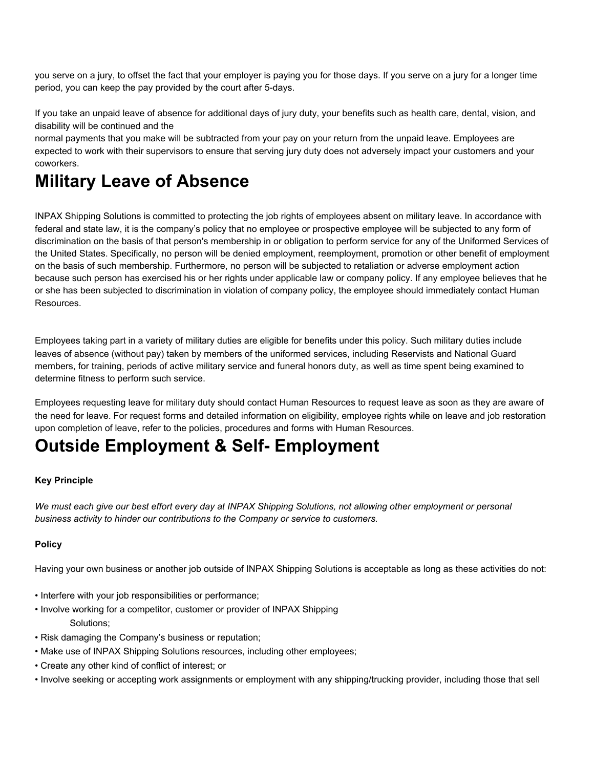you serve on a jury, to offset the fact that your employer is paying you for those days. If you serve on a jury for a longer time period, you can keep the pay provided by the court after 5-days.

If you take an unpaid leave of absence for additional days of jury duty, your benefits such as health care, dental, vision, and disability will be continued and the normal payments that you make will be subtracted from your pay on your return from the unpaid leave. Employees are expected to work with their supervisors to ensure that serving jury duty does not adversely impact your customers and your coworkers.

# Military Leave of Absence

INPAX Shipping Solutions is committed to protecting the job rights of employees absent on military leave. In accordance with federal and state law, it is the company's policy that no employee or prospective employee will be subjected to any form of discrimination on the basis of that person's membership in or obligation to perform service for any of the Uniformed Services of the United States. Specifically, no person will be denied employment, reemployment, promotion or other benefit of employment on the basis of such membership. Furthermore, no person will be subjected to retaliation or adverse employment action because such person has exercised his or her rights under applicable law or company policy. If any employee believes that he or she has been subjected to discrimination in violation of company policy, the employee should immediately contact Human Resources.

Employees taking part in a variety of military duties are eligible for benefits under this policy. Such military duties include leaves of absence (without pay) taken by members of the uniformed services, including Reservists and National Guard members, for training, periods of active military service and funeral honors duty, as well as time spent being examined to determine fitness to perform such service.

Employees requesting leave for military duty should contact Human Resources to request leave as soon as they are aware of the need for leave. For request forms and detailed information on eligibility, employee rights while on leave and job restoration upon completion of leave, refer to the policies, procedures and forms with Human Resources.

# Outside Employment & Self- Employment

**Key Principle**

*We must each give our best effort every day at INPAX Shipping Solutions, not allowing other employment or personal business activity to hinder our contributions to the Company or service to customers.*

**Policy**

Having your own business or another job outside of INPAX Shipping Solutions is acceptable as long as these activities do not:

- Interfere with your job responsibilities or performance;
- Involve working for a competitor, customer or provider of INPAX Shipping Solutions;
- Risk damaging the Company's business or reputation;
- Make use of INPAX Shipping Solutions resources, including other employees;
- Create any other kind of conflict of interest; or
- Involve seeking or accepting work assignments or employment with any shipping/trucking provider, including those that sell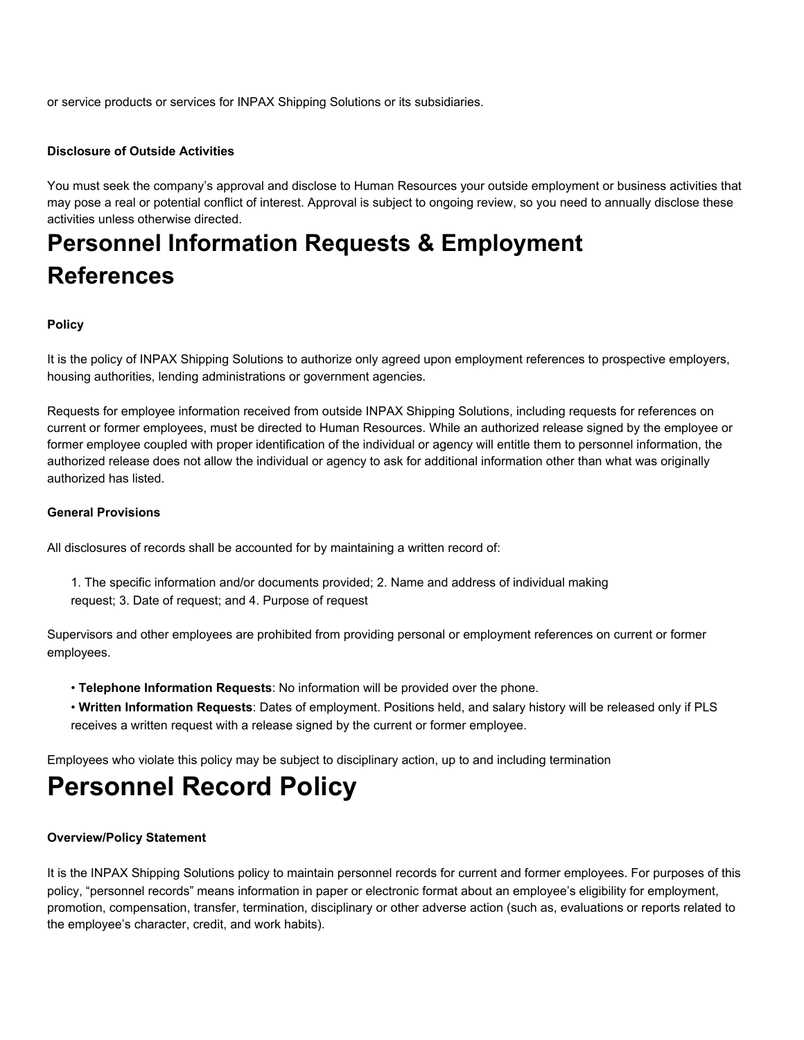or service products or services for INPAX Shipping Solutions or its subsidiaries.

**Disclosure of Outside Activities**

You must seek the company's approval and disclose to Human Resources your outside employment or business activities that may pose a real or potential conflict of interest. Approval is subject to ongoing review, so you need to annually disclose these activities unless otherwise directed.

# Personnel Information Requests & Employment References

**Policy**

It is the policy of INPAX Shipping Solutions to authorize only agreed upon employment references to prospective employers, housing authorities, lending administrations or government agencies.

Requests for employee information received from outside INPAX Shipping Solutions, including requests for references on current or former employees, must be directed to Human Resources. While an authorized release signed by the employee or former employee coupled with proper identification of the individual or agency will entitle them to personnel information, the authorized release does not allow the individual or agency to ask for additional information other than what was originally authorized has listed.

**General Provisions**

All disclosures of records shall be accounted for by maintaining a written record of:

1. The specific information and/or documents provided; 2. Name and address of individual making request; 3. Date of request; and 4. Purpose of request

Supervisors and other employees are prohibited from providing personal or employment references on current or former employees.

- **Telephone Information Requests**: No information will be provided over the phone.
- **Written Information Requests**: Dates of employment. Positions held, and salary history will be released only if PLS receives a written request with a release signed by the current or former employee.

Employees who violate this policy may be subject to disciplinary action, up to and including termination

# Personnel Record Policy

**Overview/Policy Statement**

It is the INPAX Shipping Solutions policy to maintain personnel records for current and former employees. For purposes of this policy, "personnel records" means information in paper or electronic format about an employee's eligibility for employment, promotion, compensation, transfer, termination, disciplinary or other adverse action (such as, evaluations or reports related to the employee's character, credit, and work habits).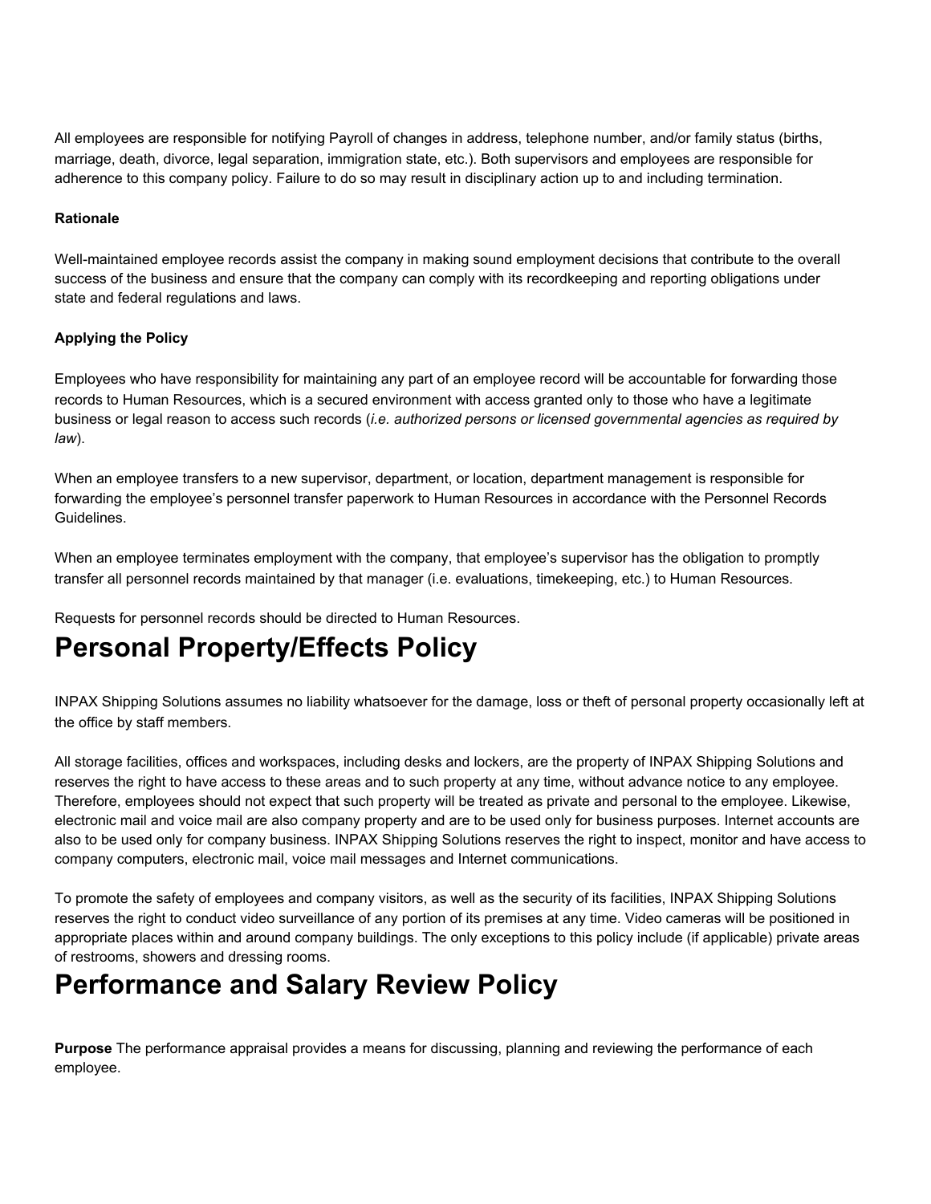All employees are responsible for notifying Payroll of changes in address, telephone number, and/or family status (births, marriage, death, divorce, legal separation, immigration state, etc.). Both supervisors and employees are responsible for adherence to this company policy. Failure to do so may result in disciplinary action up to and including termination.

**Rationale**

Well-maintained employee records assist the company in making sound employment decisions that contribute to the overall success of the business and ensure that the company can comply with its recordkeeping and reporting obligations under state and federal regulations and laws.

**Applying the Policy**

Employees who have responsibility for maintaining any part of an employee record will be accountable for forwarding those records to Human Resources, which is a secured environment with access granted only to those who have a legitimate business or legal reason to access such records (*i.e. authorized persons or licensed governmental agencies as required by law*).

When an employee transfers to a new supervisor, department, or location, department management is responsible for forwarding the employee's personnel transfer paperwork to Human Resources in accordance with the Personnel Records Guidelines.

When an employee terminates employment with the company, that employee's supervisor has the obligation to promptly transfer all personnel records maintained by that manager (i.e. evaluations, timekeeping, etc.) to Human Resources.

Requests for personnel records should be directed to Human Resources.

# Personal Property/Effects Policy

INPAX Shipping Solutions assumes no liability whatsoever for the damage, loss or theft of personal property occasionally left at the office by staff members.

All storage facilities, offices and workspaces, including desks and lockers, are the property of INPAX Shipping Solutions and reserves the right to have access to these areas and to such property at any time, without advance notice to any employee. Therefore, employees should not expect that such property will be treated as private and personal to the employee. Likewise, electronic mail and voice mail are also company property and are to be used only for business purposes. Internet accounts are also to be used only for company business. INPAX Shipping Solutions reserves the right to inspect, monitor and have access to company computers, electronic mail, voice mail messages and Internet communications.

To promote the safety of employees and company visitors, as well as the security of its facilities, INPAX Shipping Solutions reserves the right to conduct video surveillance of any portion of its premises at any time. Video cameras will be positioned in appropriate places within and around company buildings. The only exceptions to this policy include (if applicable) private areas of restrooms, showers and dressing rooms.

# Performance and Salary Review Policy

**Purpose** The performance appraisal provides a means for discussing, planning and reviewing the performance of each employee.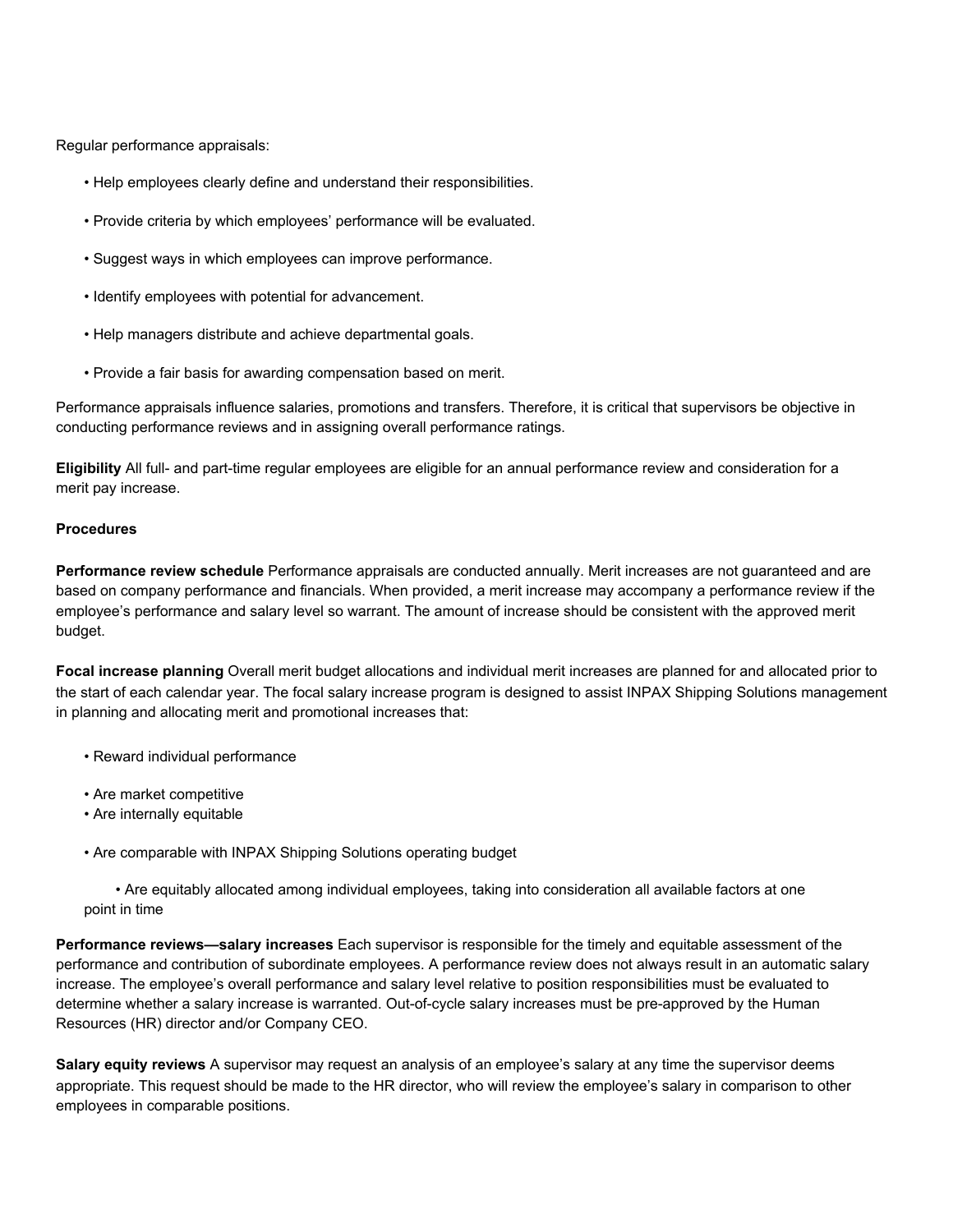Regular performance appraisals:

- Help employees clearly define and understand their responsibilities.
- Provide criteria by which employees' performance will be evaluated.
- Suggest ways in which employees can improve performance.
- Identify employees with potential for advancement.
- Help managers distribute and achieve departmental goals.
- Provide a fair basis for awarding compensation based on merit.

Performance appraisals influence salaries, promotions and transfers. Therefore, it is critical that supervisors be objective in conducting performance reviews and in assigning overall performance ratings.

**Eligibility** All full- and part-time regular employees are eligible for an annual performance review and consideration for a merit pay increase.

**Procedures**

**Performance review schedule** Performance appraisals are conducted annually. Merit increases are not guaranteed and are based on company performance and financials. When provided, a merit increase may accompany a performance review if the employee's performance and salary level so warrant. The amount of increase should be consistent with the approved merit budget.

**Focal increase planning** Overall merit budget allocations and individual merit increases are planned for and allocated prior to the start of each calendar year. The focal salary increase program is designed to assist INPAX Shipping Solutions management in planning and allocating merit and promotional increases that:

- Reward individual performance
- Are market competitive
- Are internally equitable
- Are comparable with INPAX Shipping Solutions operating budget
- Are equitably allocated among individual employees, taking into consideration all available factors at one point in time

**Performance reviews—salary increases** Each supervisor is responsible for the timely and equitable assessment of the performance and contribution of subordinate employees. A performance review does not always result in an automatic salary increase. The employee's overall performance and salary level relative to position responsibilities must be evaluated to determine whether a salary increase is warranted. Out-of-cycle salary increases must be pre-approved by the Human Resources (HR) director and/or Company CEO.

**Salary equity reviews** A supervisor may request an analysis of an employee's salary at any time the supervisor deems appropriate. This request should be made to the HR director, who will review the employee's salary in comparison to other employees in comparable positions.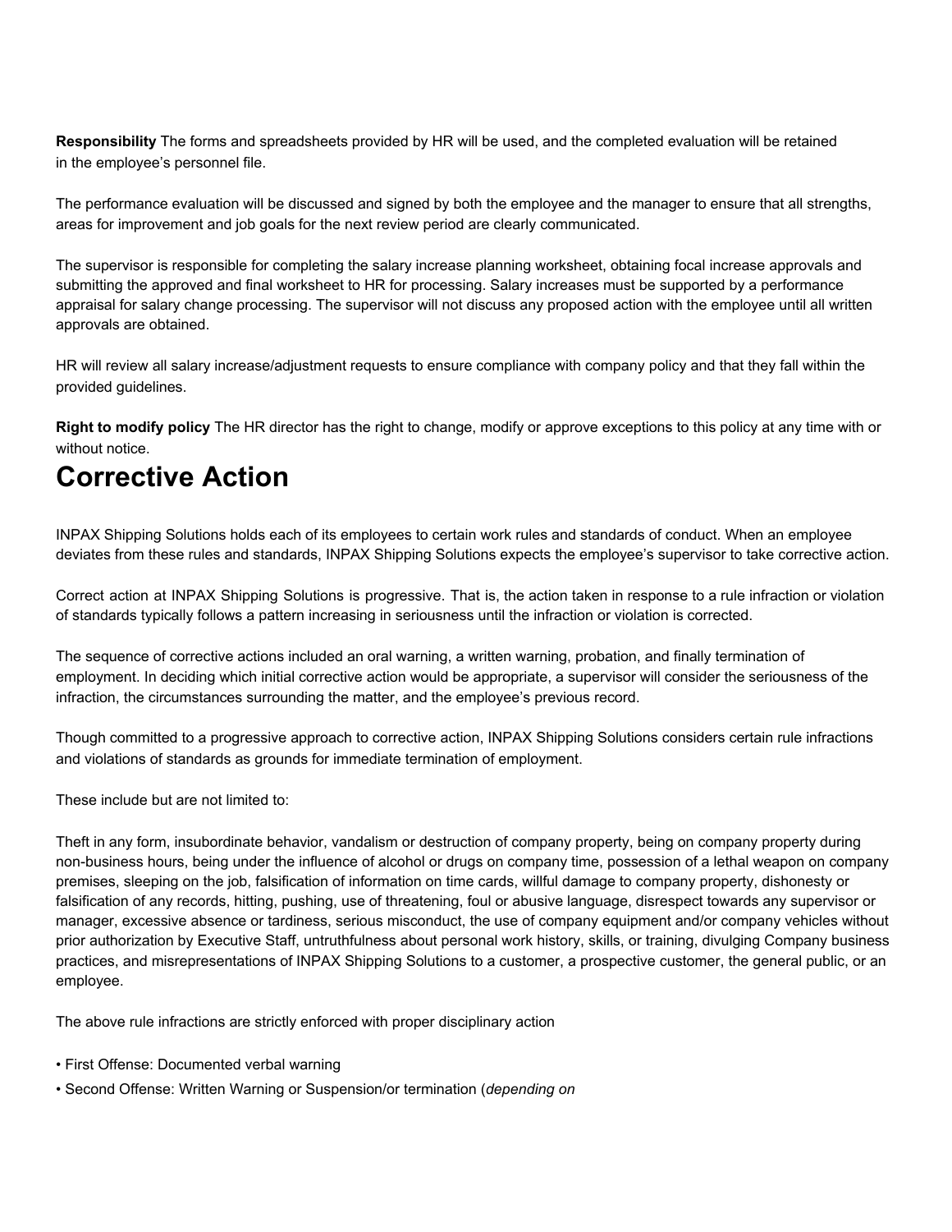**Responsibility** The forms and spreadsheets provided by HR will be used, and the completed evaluation will be retained in the employee's personnel file.

The performance evaluation will be discussed and signed by both the employee and the manager to ensure that all strengths, areas for improvement and job goals for the next review period are clearly communicated.

The supervisor is responsible for completing the salary increase planning worksheet, obtaining focal increase approvals and submitting the approved and final worksheet to HR for processing. Salary increases must be supported by a performance appraisal for salary change processing. The supervisor will not discuss any proposed action with the employee until all written approvals are obtained.

HR will review all salary increase/adjustment requests to ensure compliance with company policy and that they fall within the provided guidelines.

**Right to modify policy** The HR director has the right to change, modify or approve exceptions to this policy at any time with or without notice.

# Corrective Action

INPAX Shipping Solutions holds each of its employees to certain work rules and standards of conduct. When an employee deviates from these rules and standards, INPAX Shipping Solutions expects the employee's supervisor to take corrective action.

Correct action at INPAX Shipping Solutions is progressive. That is, the action taken in response to a rule infraction or violation of standards typically follows a pattern increasing in seriousness until the infraction or violation is corrected.

The sequence of corrective actions included an oral warning, a written warning, probation, and finally termination of employment. In deciding which initial corrective action would be appropriate, a supervisor will consider the seriousness of the infraction, the circumstances surrounding the matter, and the employee's previous record.

Though committed to a progressive approach to corrective action, INPAX Shipping Solutions considers certain rule infractions and violations of standards as grounds for immediate termination of employment.

These include but are not limited to:

Theft in any form, insubordinate behavior, vandalism or destruction of company property, being on company property during non-business hours, being under the influence of alcohol or drugs on company time, possession of a lethal weapon on company premises, sleeping on the job, falsification of information on time cards, willful damage to company property, dishonesty or falsification of any records, hitting, pushing, use of threatening, foul or abusive language, disrespect towards any supervisor or manager, excessive absence or tardiness, serious misconduct, the use of company equipment and/or company vehicles without prior authorization by Executive Staff, untruthfulness about personal work history, skills, or training, divulging Company business practices, and misrepresentations of INPAX Shipping Solutions to a customer, a prospective customer, the general public, or an employee.

The above rule infractions are strictly enforced with proper disciplinary action

- First Offense: Documented verbal warning
- Second Offense: Written Warning or Suspension/or termination (*depending on*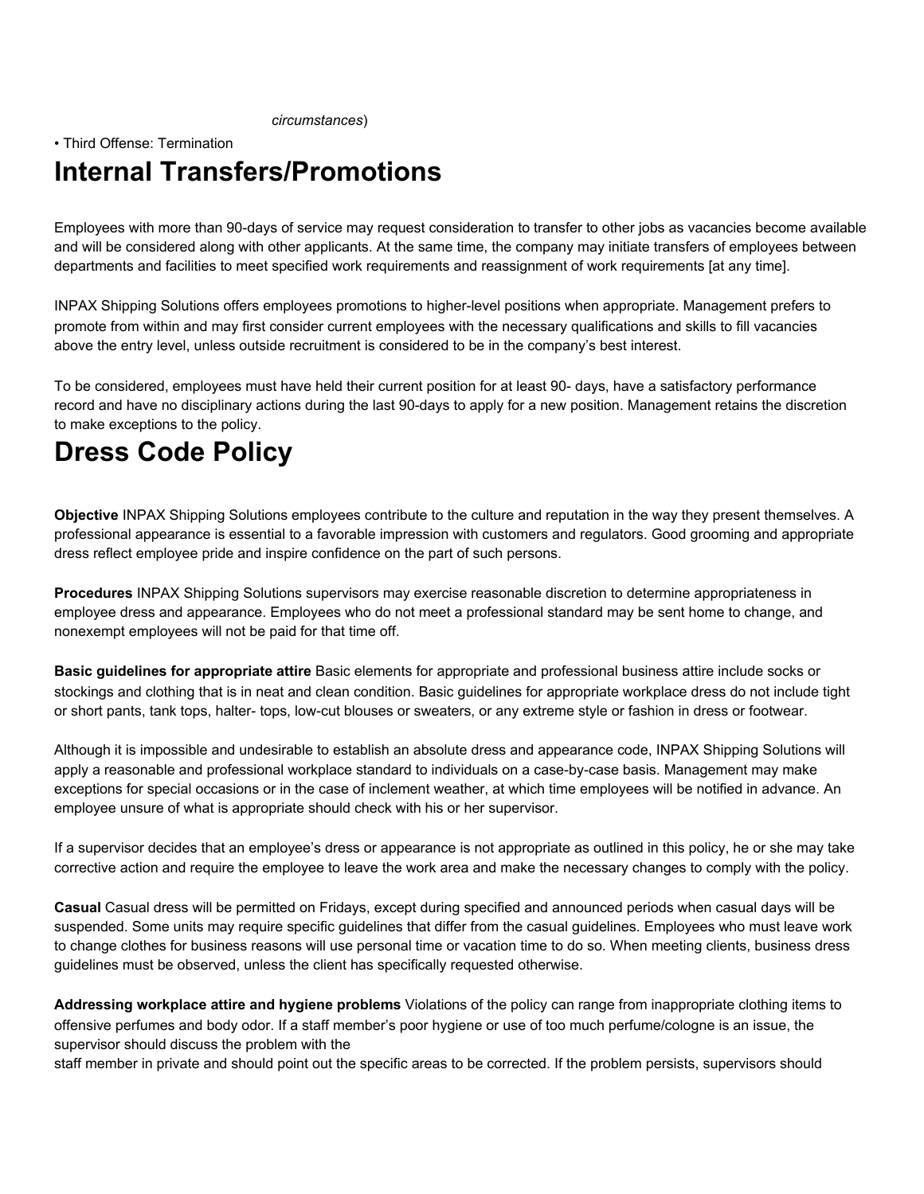*circumstances*)

• Third Offense: Termination

# Internal Transfers/Promotions

Employees with more than 90-days of service may request consideration to transfer to other jobs as vacancies become available and will be considered along with other applicants. At the same time, the company may initiate transfers of employees between departments and facilities to meet specified work requirements and reassignment of work requirements [at any time].

INPAX Shipping Solutions offers employees promotions to higher-level positions when appropriate. Management prefers to promote from within and may first consider current employees with the necessary qualifications and skills to fill vacancies above the entry level, unless outside recruitment is considered to be in the company's best interest.

To be considered, employees must have held their current position for at least 90- days, have a satisfactory performance record and have no disciplinary actions during the last 90-days to apply for a new position. Management retains the discretion to make exceptions to the policy.

# Dress Code Policy

**Objective** INPAX Shipping Solutions employees contribute to the culture and reputation in the way they present themselves. A professional appearance is essential to a favorable impression with customers and regulators. Good grooming and appropriate dress reflect employee pride and inspire confidence on the part of such persons.

**Procedures** INPAX Shipping Solutions supervisors may exercise reasonable discretion to determine appropriateness in employee dress and appearance. Employees who do not meet a professional standard may be sent home to change, and nonexempt employees will not be paid for that time off.

**Basic guidelines for appropriate attire** Basic elements for appropriate and professional business attire include socks or stockings and clothing that is in neat and clean condition. Basic guidelines for appropriate workplace dress do not include tight or short pants, tank tops, halter- tops, low-cut blouses or sweaters, or any extreme style or fashion in dress or footwear.

Although it is impossible and undesirable to establish an absolute dress and appearance code, INPAX Shipping Solutions will apply a reasonable and professional workplace standard to individuals on a case-by-case basis. Management may make exceptions for special occasions or in the case of inclement weather, at which time employees will be notified in advance. An employee unsure of what is appropriate should check with his or her supervisor.

If a supervisor decides that an employee's dress or appearance is not appropriate as outlined in this policy, he or she may take corrective action and require the employee to leave the work area and make the necessary changes to comply with the policy.

**Casual** Casual dress will be permitted on Fridays, except during specified and announced periods when casual days will be suspended. Some units may require specific guidelines that differ from the casual guidelines. Employees who must leave work to change clothes for business reasons will use personal time or vacation time to do so. When meeting clients, business dress guidelines must be observed, unless the client has specifically requested otherwise.

**Addressing workplace attire and hygiene problems** Violations of the policy can range from inappropriate clothing items to offensive perfumes and body odor. If a staff member's poor hygiene or use of too much perfume/cologne is an issue, the supervisor should discuss the problem with the staff member in private and should point out the specific areas to be corrected. If the problem persists, supervisors should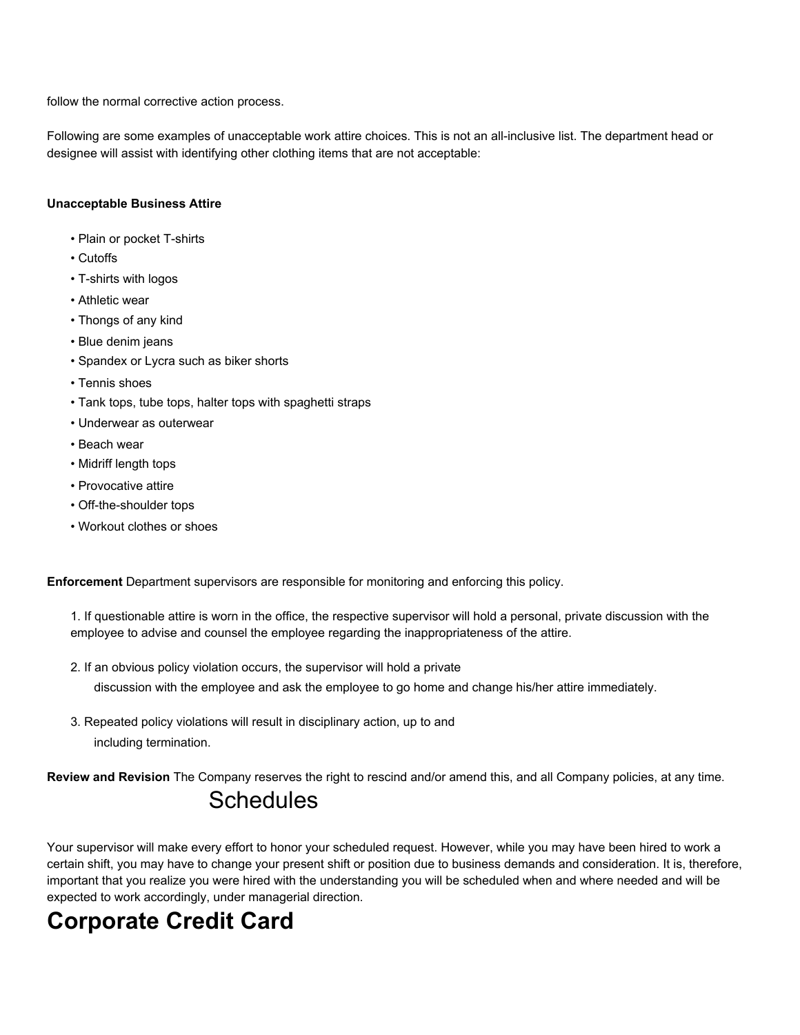follow the normal corrective action process.

Following are some examples of unacceptable work attire choices. This is not an all-inclusive list. The department head or designee will assist with identifying other clothing items that are not acceptable:

**Unacceptable Business Attire**

- Plain or pocket T-shirts
- Cutoffs
- T-shirts with logos
- Athletic wear
- Thongs of any kind
- Blue denim jeans
- Spandex or Lycra such as biker shorts
- Tennis shoes
- Tank tops, tube tops, halter tops with spaghetti straps
- Underwear as outerwear
- Beach wear
- Midriff length tops
- Provocative attire
- Off-the-shoulder tops
- Workout clothes or shoes

**Enforcement** Department supervisors are responsible for monitoring and enforcing this policy.

1. If questionable attire is worn in the office, the respective supervisor will hold a personal, private discussion with the employee to advise and counsel the employee regarding the inappropriateness of the attire.

2. If an obvious policy violation occurs, the supervisor will hold a private discussion with the employee and ask the employee to go home and change his/her attire immediately.

3. Repeated policy violations will result in disciplinary action, up to and including termination.

**Review and Revision** The Company reserves the right to rescind and/or amend this, and all Company policies, at any time.

## Schedules

Your supervisor will make every effort to honor your scheduled request. However, while you may have been hired to work a certain shift, you may have to change your present shift or position due to business demands and consideration. It is, therefore, important that you realize you were hired with the understanding you will be scheduled when and where needed and will be expected to work accordingly, under managerial direction.

# Corporate Credit Card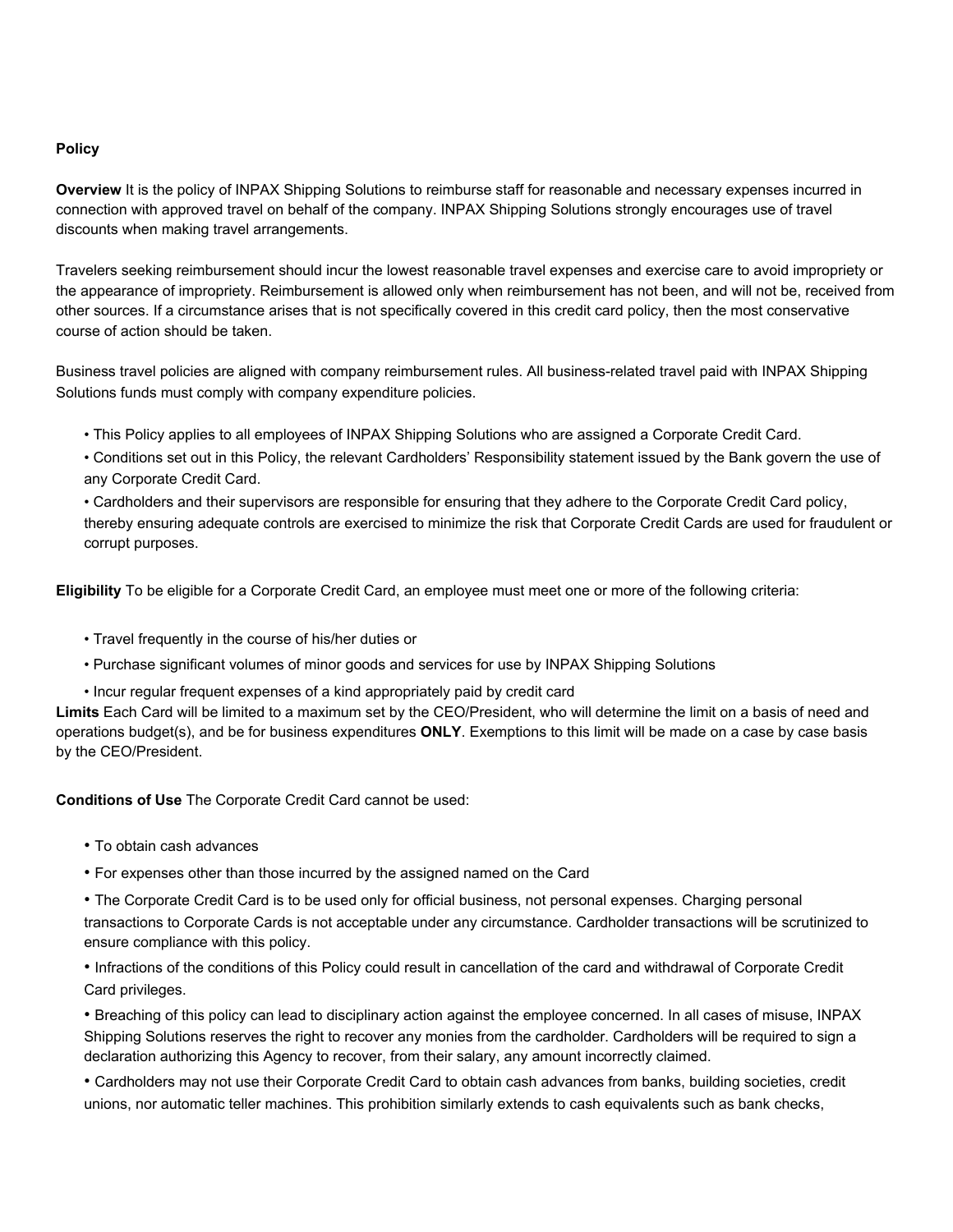**Policy**

**Overview** It is the policy of INPAX Shipping Solutions to reimburse staff for reasonable and necessary expenses incurred in connection with approved travel on behalf of the company. INPAX Shipping Solutions strongly encourages use of travel discounts when making travel arrangements.

Travelers seeking reimbursement should incur the lowest reasonable travel expenses and exercise care to avoid impropriety or the appearance of impropriety. Reimbursement is allowed only when reimbursement has not been, and will not be, received from other sources. If a circumstance arises that is not specifically covered in this credit card policy, then the most conservative course of action should be taken.

Business travel policies are aligned with company reimbursement rules. All business-related travel paid with INPAX Shipping Solutions funds must comply with company expenditure policies.

- This Policy applies to all employees of INPAX Shipping Solutions who are assigned a Corporate Credit Card.
- Conditions set out in this Policy, the relevant Cardholders' Responsibility statement issued by the Bank govern the use of any Corporate Credit Card.
- Cardholders and their supervisors are responsible for ensuring that they adhere to the Corporate Credit Card policy, thereby ensuring adequate controls are exercised to minimize the risk that Corporate Credit Cards are used for fraudulent or corrupt purposes.

**Eligibility** To be eligible for a Corporate Credit Card, an employee must meet one or more of the following criteria:

- Travel frequently in the course of his/her duties or
- Purchase significant volumes of minor goods and services for use by INPAX Shipping Solutions
- Incur regular frequent expenses of a kind appropriately paid by credit card

**Limits** Each Card will be limited to a maximum set by the CEO/President, who will determine the limit on a basis of need and operations budget(s), and be for business expenditures **ONLY**. Exemptions to this limit will be made on a case by case basis by the CEO/President.

**Conditions of Use** The Corporate Credit Card cannot be used:

- To obtain cash advances
- For expenses other than those incurred by the assigned named on the Card
- The Corporate Credit Card is to be used only for official business, not personal expenses. Charging personal transactions to Corporate Cards is not acceptable under any circumstance. Cardholder transactions will be scrutinized to ensure compliance with this policy.
- Infractions of the conditions of this Policy could result in cancellation of the card and withdrawal of Corporate Credit Card privileges.
- Breaching of this policy can lead to disciplinary action against the employee concerned. In all cases of misuse, INPAX Shipping Solutions reserves the right to recover any monies from the cardholder. Cardholders will be required to sign a declaration authorizing this Agency to recover, from their salary, any amount incorrectly claimed.
- Cardholders may not use their Corporate Credit Card to obtain cash advances from banks, building societies, credit unions, nor automatic teller machines. This prohibition similarly extends to cash equivalents such as bank checks,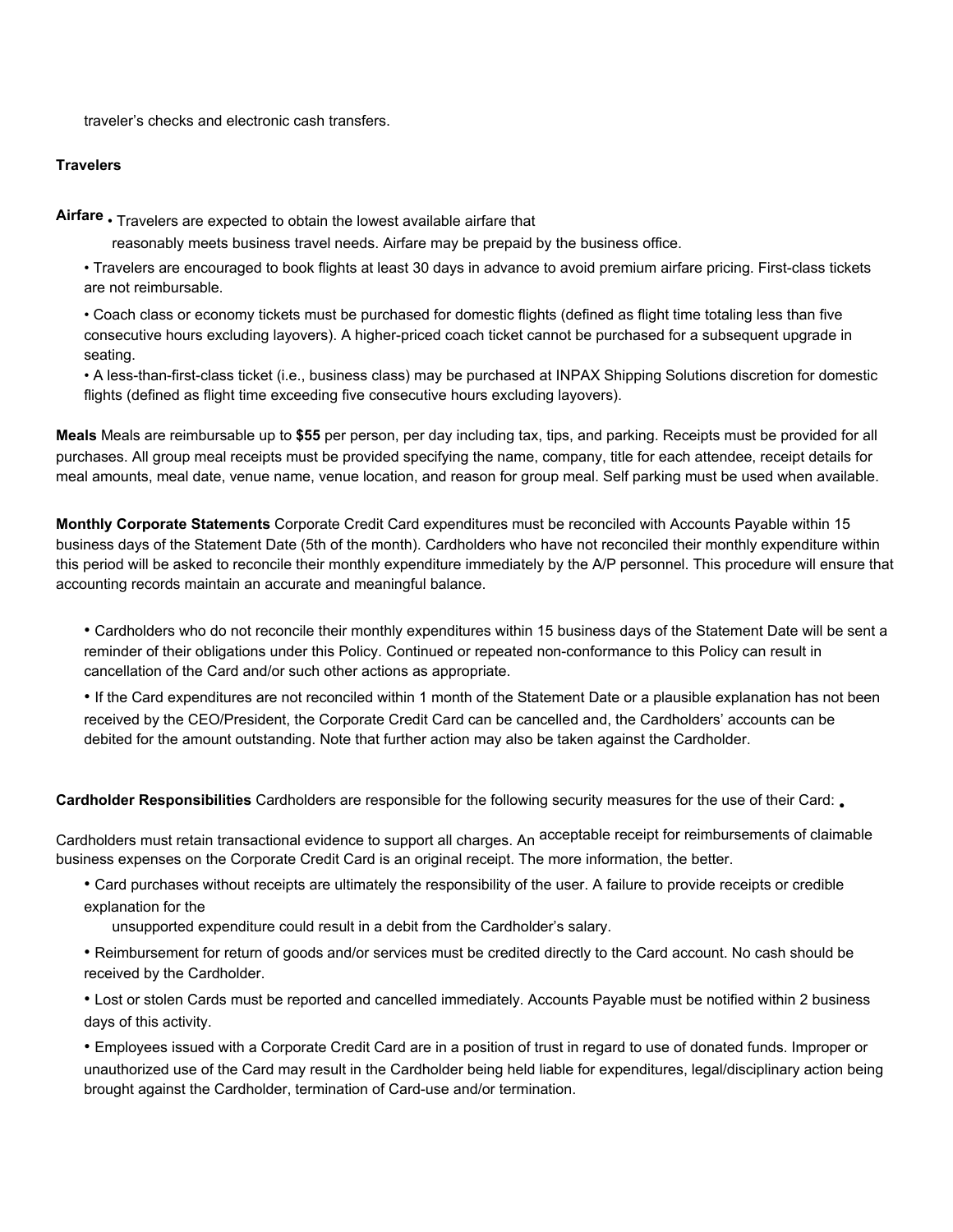traveler's checks and electronic cash transfers.

**Travelers**

**Airfare**

- Travelers are expected to obtain the lowest available airfare that reasonably meets business travel needs. Airfare may be prepaid by the business office.
- Travelers are encouraged to book flights at least 30 days in advance to avoid premium airfare pricing. First-class tickets are not reimbursable.
- Coach class or economy tickets must be purchased for domestic flights (defined as flight time totaling less than five consecutive hours excluding layovers). A higher-priced coach ticket cannot be purchased for a subsequent upgrade in seating.
- A less-than-first-class ticket (i.e., business class) may be purchased at INPAX Shipping Solutions discretion for domestic flights (defined as flight time exceeding five consecutive hours excluding layovers).

**Meals** Meals are reimbursable up to **$55** per person, per day including tax, tips, and parking. Receipts must be provided for all purchases. All group meal receipts must be provided specifying the name, company, title for each attendee, receipt details for meal amounts, meal date, venue name, venue location, and reason for group meal. Self parking must be used when available.

**Monthly Corporate Statements** Corporate Credit Card expenditures must be reconciled with Accounts Payable within 15 business days of the Statement Date (5th of the month). Cardholders who have not reconciled their monthly expenditure within this period will be asked to reconcile their monthly expenditure immediately by the A/P personnel. This procedure will ensure that accounting records maintain an accurate and meaningful balance.

- Cardholders who do not reconcile their monthly expenditures within 15 business days of the Statement Date will be sent a reminder of their obligations under this Policy. Continued or repeated non-conformance to this Policy can result in cancellation of the Card and/or such other actions as appropriate.
- If the Card expenditures are not reconciled within 1 month of the Statement Date or a plausible explanation has not been received by the CEO/President, the Corporate Credit Card can be cancelled and, the Cardholders' accounts can be debited for the amount outstanding. Note that further action may also be taken against the Cardholder.

**Cardholder Responsibilities** Cardholders are responsible for the following security measures for the use of their Card:

- Cardholders must retain transactional evidence to support all charges. An acceptable receipt for reimbursements of claimable business expenses on the Corporate Credit Card is an original receipt. The more information, the better.
- Card purchases without receipts are ultimately the responsibility of the user. A failure to provide receipts or credible explanation for the unsupported expenditure could result in a debit from the Cardholder's salary.
- Reimbursement for return of goods and/or services must be credited directly to the Card account. No cash should be received by the Cardholder.
- Lost or stolen Cards must be reported and cancelled immediately. Accounts Payable must be notified within 2 business days of this activity.
- Employees issued with a Corporate Credit Card are in a position of trust in regard to use of donated funds. Improper or unauthorized use of the Card may result in the Cardholder being held liable for expenditures, legal/disciplinary action being brought against the Cardholder, termination of Card-use and/or termination.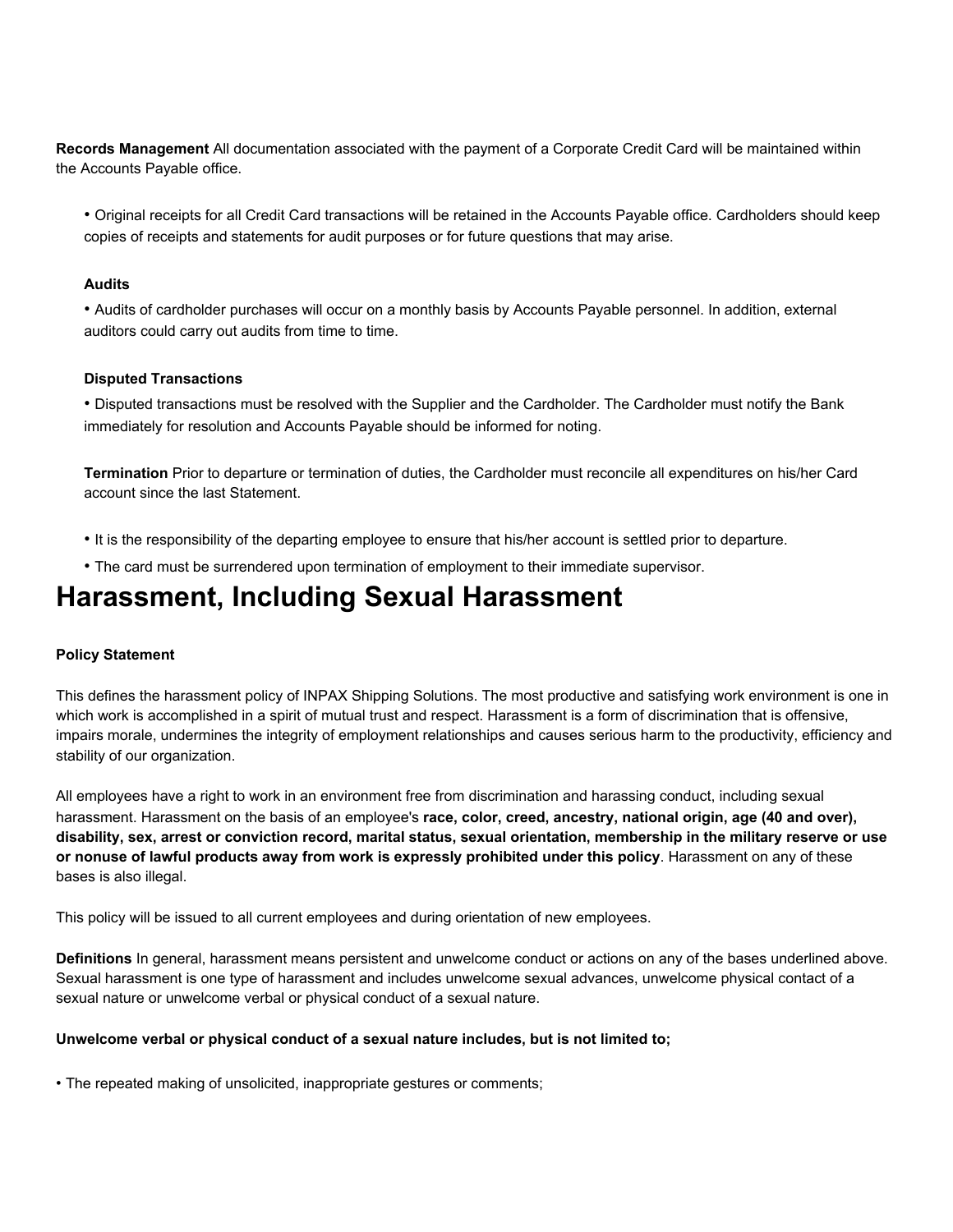**Records Management** All documentation associated with the payment of a Corporate Credit Card will be maintained within the Accounts Payable office.

- Original receipts for all Credit Card transactions will be retained in the Accounts Payable office. Cardholders should keep copies of receipts and statements for audit purposes or for future questions that may arise.

**Audits**

- Audits of cardholder purchases will occur on a monthly basis by Accounts Payable personnel. In addition, external auditors could carry out audits from time to time.

**Disputed Transactions**

- Disputed transactions must be resolved with the Supplier and the Cardholder. The Cardholder must notify the Bank immediately for resolution and Accounts Payable should be informed for noting.

**Termination** Prior to departure or termination of duties, the Cardholder must reconcile all expenditures on his/her Card account since the last Statement.

- It is the responsibility of the departing employee to ensure that his/her account is settled prior to departure.
- The card must be surrendered upon termination of employment to their immediate supervisor.

# Harassment, Including Sexual Harassment

**Policy Statement**

This defines the harassment policy of INPAX Shipping Solutions. The most productive and satisfying work environment is one in which work is accomplished in a spirit of mutual trust and respect. Harassment is a form of discrimination that is offensive, impairs morale, undermines the integrity of employment relationships and causes serious harm to the productivity, efficiency and stability of our organization.

All employees have a right to work in an environment free from discrimination and harassing conduct, including sexual harassment. Harassment on the basis of an employee's **race, color, creed, ancestry, national origin, age (40 and over), disability, sex, arrest or conviction record, marital status, sexual orientation, membership in the military reserve or use or nonuse of lawful products away from work is expressly prohibited under this policy**. Harassment on any of these bases is also illegal.

This policy will be issued to all current employees and during orientation of new employees.

**Definitions** In general, harassment means persistent and unwelcome conduct or actions on any of the bases underlined above. Sexual harassment is one type of harassment and includes unwelcome sexual advances, unwelcome physical contact of a sexual nature or unwelcome verbal or physical conduct of a sexual nature.

**Unwelcome verbal or physical conduct of a sexual nature includes, but is not limited to;**

- The repeated making of unsolicited, inappropriate gestures or comments;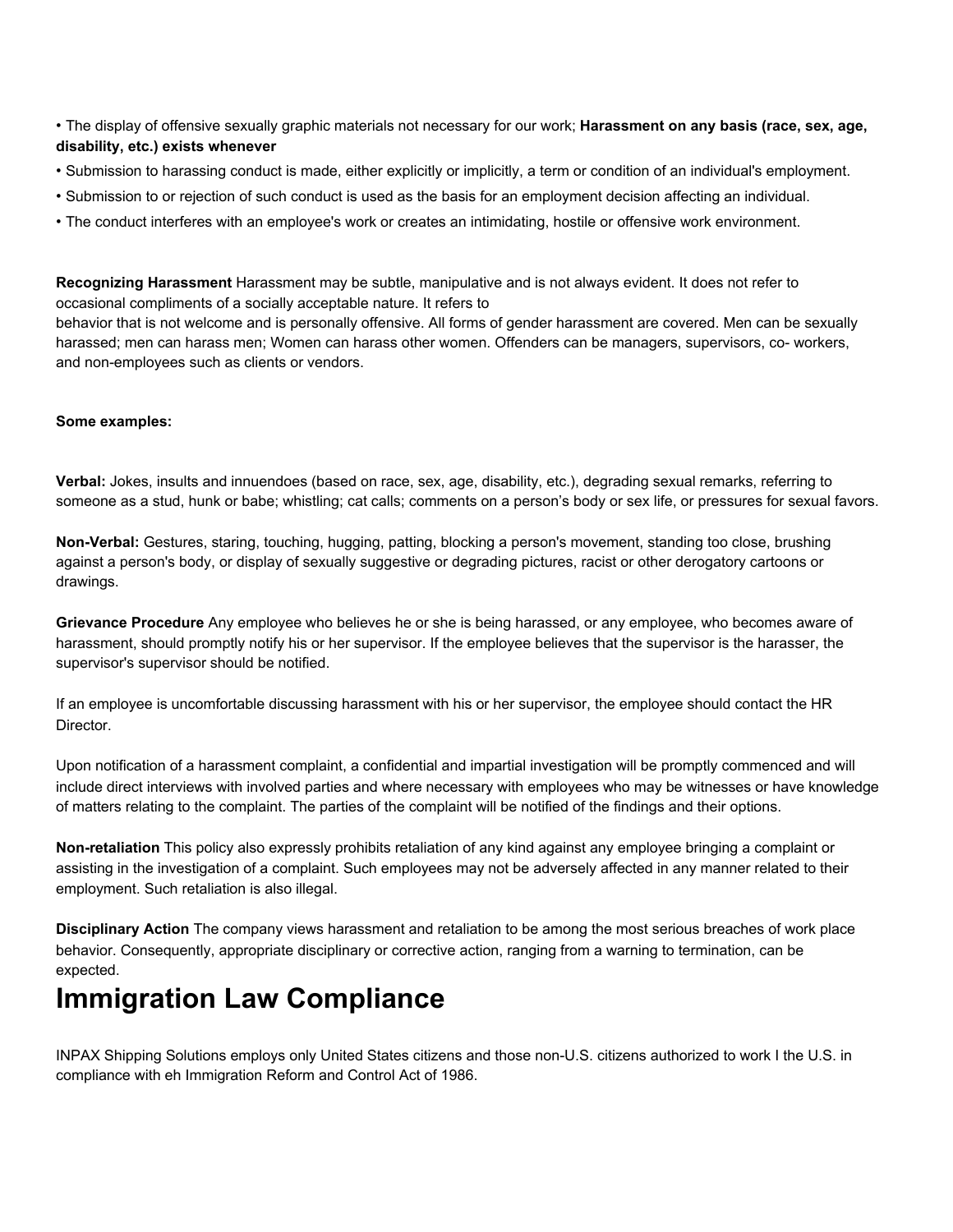- The display of offensive sexually graphic materials not necessary for our work; **Harassment on any basis (race, sex, age, disability, etc.) exists whenever**
- Submission to harassing conduct is made, either explicitly or implicitly, a term or condition of an individual's employment.
- Submission to or rejection of such conduct is used as the basis for an employment decision affecting an individual.
- The conduct interferes with an employee's work or creates an intimidating, hostile or offensive work environment.

**Recognizing Harassment** Harassment may be subtle, manipulative and is not always evident. It does not refer to occasional compliments of a socially acceptable nature. It refers to
behavior that is not welcome and is personally offensive. All forms of gender harassment are covered. Men can be sexually harassed; men can harass men; Women can harass other women. Offenders can be managers, supervisors, co- workers, and non-employees such as clients or vendors.

**Some examples:**

**Verbal:** Jokes, insults and innuendoes (based on race, sex, age, disability, etc.), degrading sexual remarks, referring to someone as a stud, hunk or babe; whistling; cat calls; comments on a person's body or sex life, or pressures for sexual favors.

**Non-Verbal:** Gestures, staring, touching, hugging, patting, blocking a person's movement, standing too close, brushing against a person's body, or display of sexually suggestive or degrading pictures, racist or other derogatory cartoons or drawings.

**Grievance Procedure** Any employee who believes he or she is being harassed, or any employee, who becomes aware of harassment, should promptly notify his or her supervisor. If the employee believes that the supervisor is the harasser, the supervisor's supervisor should be notified.

If an employee is uncomfortable discussing harassment with his or her supervisor, the employee should contact the HR Director.

Upon notification of a harassment complaint, a confidential and impartial investigation will be promptly commenced and will include direct interviews with involved parties and where necessary with employees who may be witnesses or have knowledge of matters relating to the complaint. The parties of the complaint will be notified of the findings and their options.

**Non-retaliation** This policy also expressly prohibits retaliation of any kind against any employee bringing a complaint or assisting in the investigation of a complaint. Such employees may not be adversely affected in any manner related to their employment. Such retaliation is also illegal.

**Disciplinary Action** The company views harassment and retaliation to be among the most serious breaches of work place behavior. Consequently, appropriate disciplinary or corrective action, ranging from a warning to termination, can be expected.

# Immigration Law Compliance

INPAX Shipping Solutions employs only United States citizens and those non-U.S. citizens authorized to work I the U.S. in compliance with eh Immigration Reform and Control Act of 1986.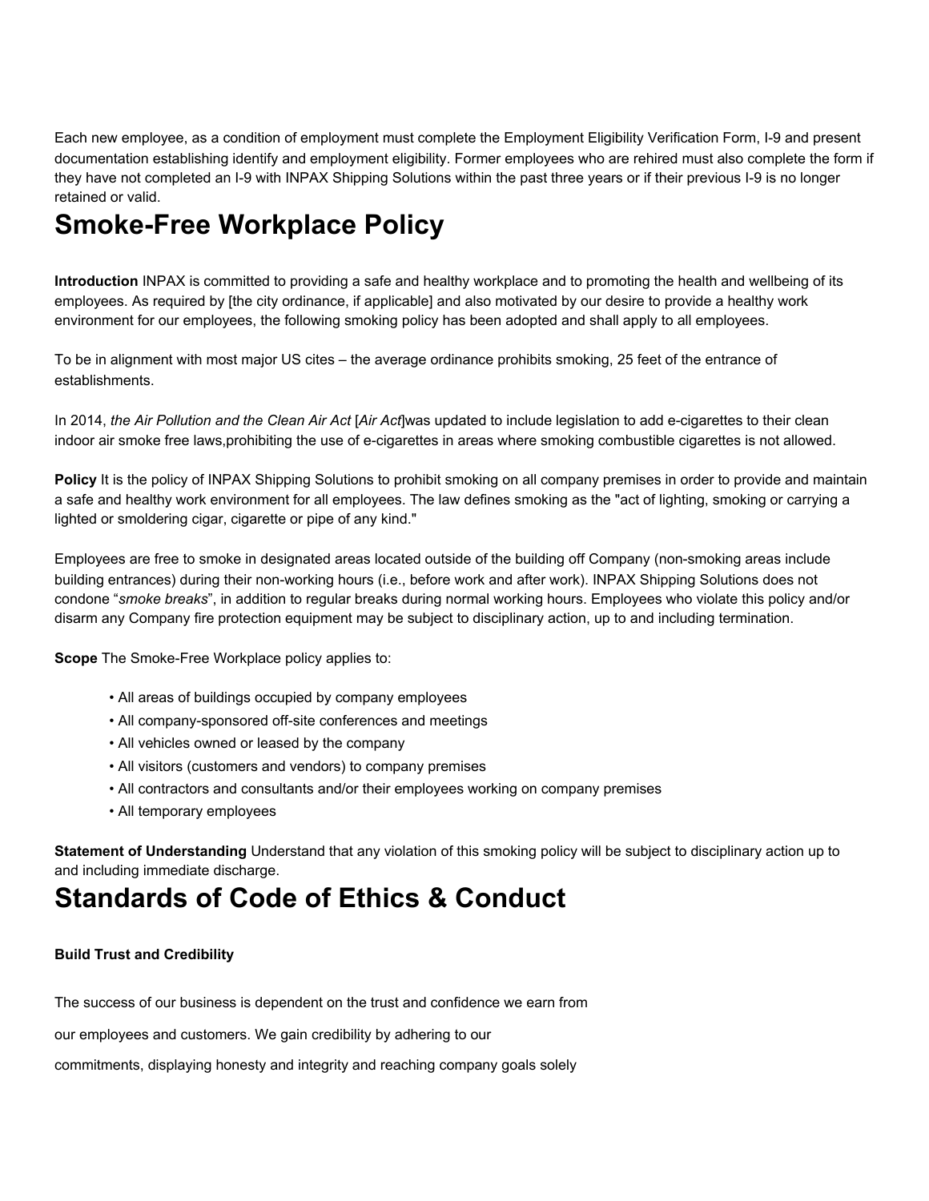Each new employee, as a condition of employment must complete the Employment Eligibility Verification Form, I-9 and present documentation establishing identify and employment eligibility. Former employees who are rehired must also complete the form if they have not completed an I-9 with INPAX Shipping Solutions within the past three years or if their previous I-9 is no longer retained or valid.

# Smoke-Free Workplace Policy

**Introduction** INPAX is committed to providing a safe and healthy workplace and to promoting the health and wellbeing of its employees. As required by [the city ordinance, if applicable] and also motivated by our desire to provide a healthy work environment for our employees, the following smoking policy has been adopted and shall apply to all employees.

To be in alignment with most major US cites – the average ordinance prohibits smoking, 25 feet of the entrance of establishments.

In 2014, *the Air Pollution and the Clean Air Act* [*Air Act*]was updated to include legislation to add e-cigarettes to their clean indoor air smoke free laws,prohibiting the use of e-cigarettes in areas where smoking combustible cigarettes is not allowed.

**Policy** It is the policy of INPAX Shipping Solutions to prohibit smoking on all company premises in order to provide and maintain a safe and healthy work environment for all employees. The law defines smoking as the "act of lighting, smoking or carrying a lighted or smoldering cigar, cigarette or pipe of any kind."

Employees are free to smoke in designated areas located outside of the building off Company (non-smoking areas include building entrances) during their non-working hours (i.e., before work and after work). INPAX Shipping Solutions does not condone "*smoke breaks*", in addition to regular breaks during normal working hours. Employees who violate this policy and/or disarm any Company fire protection equipment may be subject to disciplinary action, up to and including termination.

**Scope** The Smoke-Free Workplace policy applies to:

- All areas of buildings occupied by company employees
- All company-sponsored off-site conferences and meetings
- All vehicles owned or leased by the company
- All visitors (customers and vendors) to company premises
- All contractors and consultants and/or their employees working on company premises
- All temporary employees

**Statement of Understanding** Understand that any violation of this smoking policy will be subject to disciplinary action up to and including immediate discharge.

# Standards of Code of Ethics & Conduct

**Build Trust and Credibility**

The success of our business is dependent on the trust and confidence we earn from our employees and customers. We gain credibility by adhering to our commitments, displaying honesty and integrity and reaching company goals solely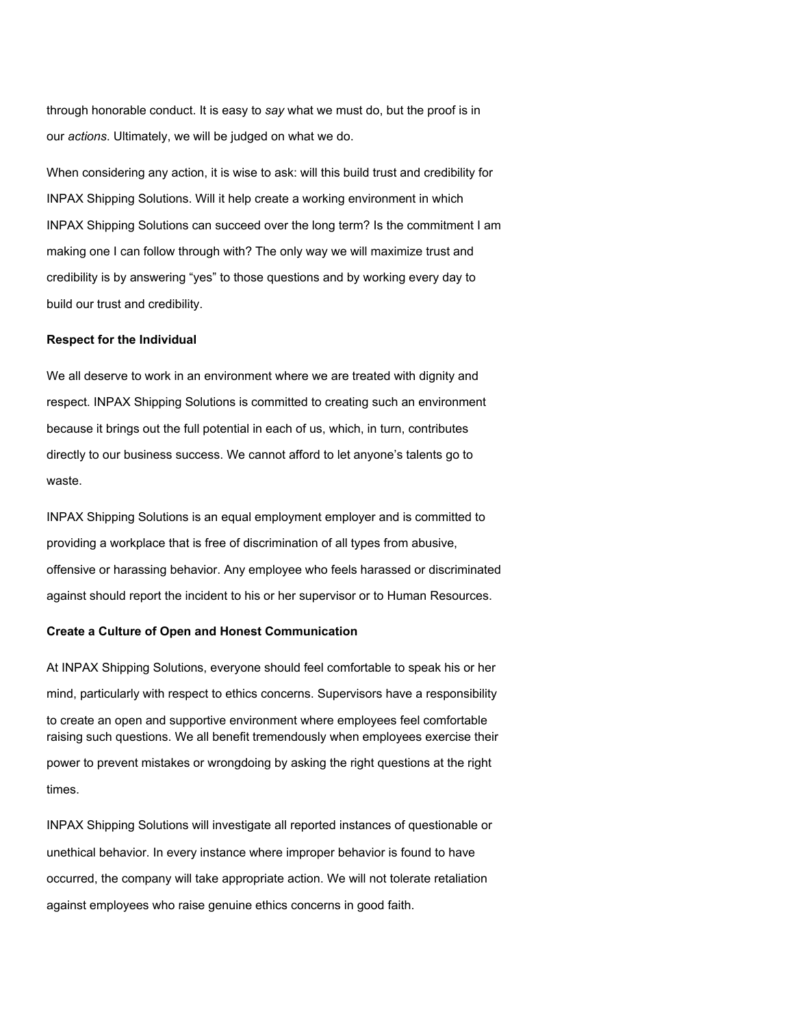through honorable conduct. It is easy to *say* what we must do, but the proof is in our *actions*. Ultimately, we will be judged on what we do.

When considering any action, it is wise to ask: will this build trust and credibility for INPAX Shipping Solutions. Will it help create a working environment in which INPAX Shipping Solutions can succeed over the long term? Is the commitment I am making one I can follow through with? The only way we will maximize trust and credibility is by answering "yes" to those questions and by working every day to build our trust and credibility.

**Respect for the Individual**

We all deserve to work in an environment where we are treated with dignity and respect. INPAX Shipping Solutions is committed to creating such an environment because it brings out the full potential in each of us, which, in turn, contributes directly to our business success. We cannot afford to let anyone's talents go to waste.

INPAX Shipping Solutions is an equal employment employer and is committed to providing a workplace that is free of discrimination of all types from abusive, offensive or harassing behavior. Any employee who feels harassed or discriminated against should report the incident to his or her supervisor or to Human Resources.

**Create a Culture of Open and Honest Communication**

At INPAX Shipping Solutions, everyone should feel comfortable to speak his or her mind, particularly with respect to ethics concerns. Supervisors have a responsibility to create an open and supportive environment where employees feel comfortable raising such questions. We all benefit tremendously when employees exercise their power to prevent mistakes or wrongdoing by asking the right questions at the right times.

INPAX Shipping Solutions will investigate all reported instances of questionable or unethical behavior. In every instance where improper behavior is found to have occurred, the company will take appropriate action. We will not tolerate retaliation against employees who raise genuine ethics concerns in good faith.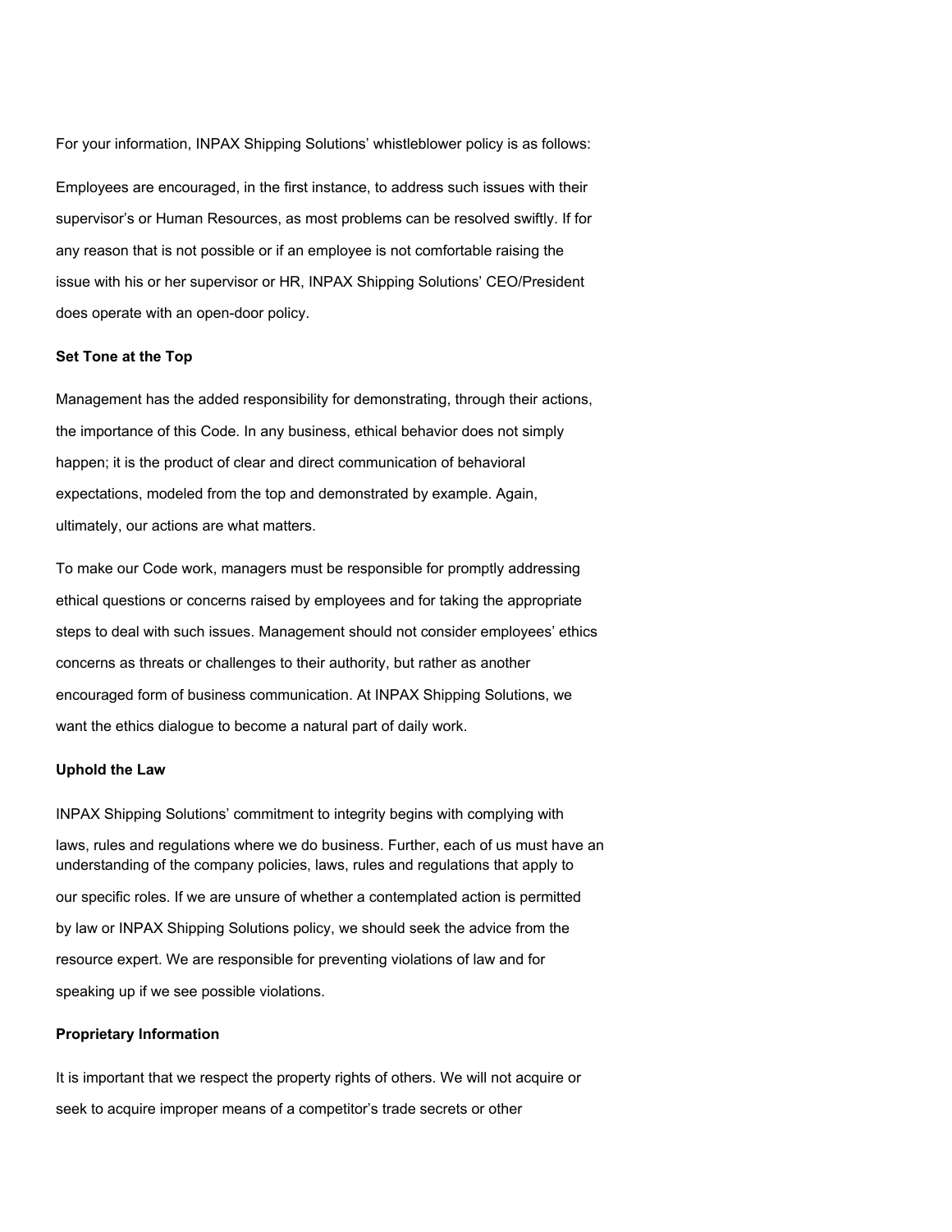For your information, INPAX Shipping Solutions' whistleblower policy is as follows:

Employees are encouraged, in the first instance, to address such issues with their supervisor's or Human Resources, as most problems can be resolved swiftly. If for any reason that is not possible or if an employee is not comfortable raising the issue with his or her supervisor or HR, INPAX Shipping Solutions' CEO/President does operate with an open-door policy.

**Set Tone at the Top**

Management has the added responsibility for demonstrating, through their actions, the importance of this Code. In any business, ethical behavior does not simply happen; it is the product of clear and direct communication of behavioral expectations, modeled from the top and demonstrated by example. Again, ultimately, our actions are what matters.

To make our Code work, managers must be responsible for promptly addressing ethical questions or concerns raised by employees and for taking the appropriate steps to deal with such issues. Management should not consider employees' ethics concerns as threats or challenges to their authority, but rather as another encouraged form of business communication. At INPAX Shipping Solutions, we want the ethics dialogue to become a natural part of daily work.

**Uphold the Law**

INPAX Shipping Solutions' commitment to integrity begins with complying with laws, rules and regulations where we do business. Further, each of us must have an understanding of the company policies, laws, rules and regulations that apply to our specific roles. If we are unsure of whether a contemplated action is permitted by law or INPAX Shipping Solutions policy, we should seek the advice from the resource expert. We are responsible for preventing violations of law and for speaking up if we see possible violations.

**Proprietary Information**

It is important that we respect the property rights of others. We will not acquire or seek to acquire improper means of a competitor's trade secrets or other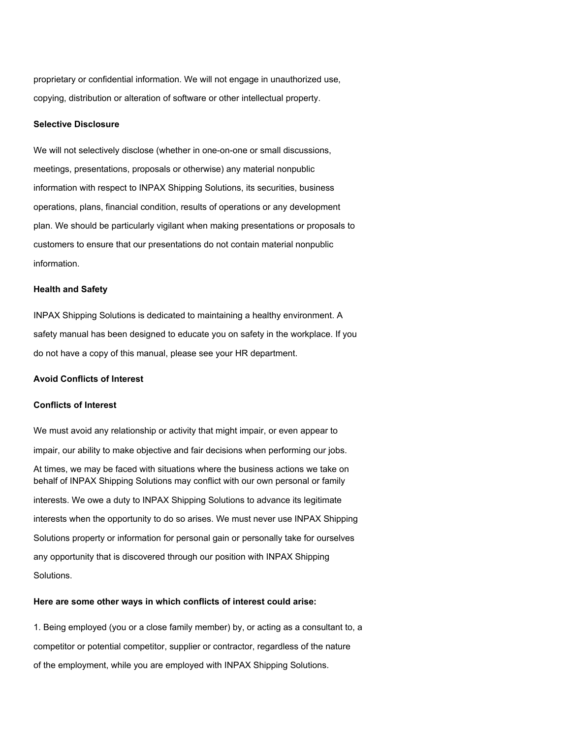proprietary or confidential information. We will not engage in unauthorized use, copying, distribution or alteration of software or other intellectual property.

**Selective Disclosure**

We will not selectively disclose (whether in one-on-one or small discussions, meetings, presentations, proposals or otherwise) any material nonpublic information with respect to INPAX Shipping Solutions, its securities, business operations, plans, financial condition, results of operations or any development plan. We should be particularly vigilant when making presentations or proposals to customers to ensure that our presentations do not contain material nonpublic information.

**Health and Safety**

INPAX Shipping Solutions is dedicated to maintaining a healthy environment. A safety manual has been designed to educate you on safety in the workplace. If you do not have a copy of this manual, please see your HR department.

**Avoid Conflicts of Interest**

**Conflicts of Interest**

We must avoid any relationship or activity that might impair, or even appear to impair, our ability to make objective and fair decisions when performing our jobs. At times, we may be faced with situations where the business actions we take on behalf of INPAX Shipping Solutions may conflict with our own personal or family interests. We owe a duty to INPAX Shipping Solutions to advance its legitimate interests when the opportunity to do so arises. We must never use INPAX Shipping Solutions property or information for personal gain or personally take for ourselves any opportunity that is discovered through our position with INPAX Shipping Solutions.

**Here are some other ways in which conflicts of interest could arise:**

1. Being employed (you or a close family member) by, or acting as a consultant to, a competitor or potential competitor, supplier or contractor, regardless of the nature of the employment, while you are employed with INPAX Shipping Solutions.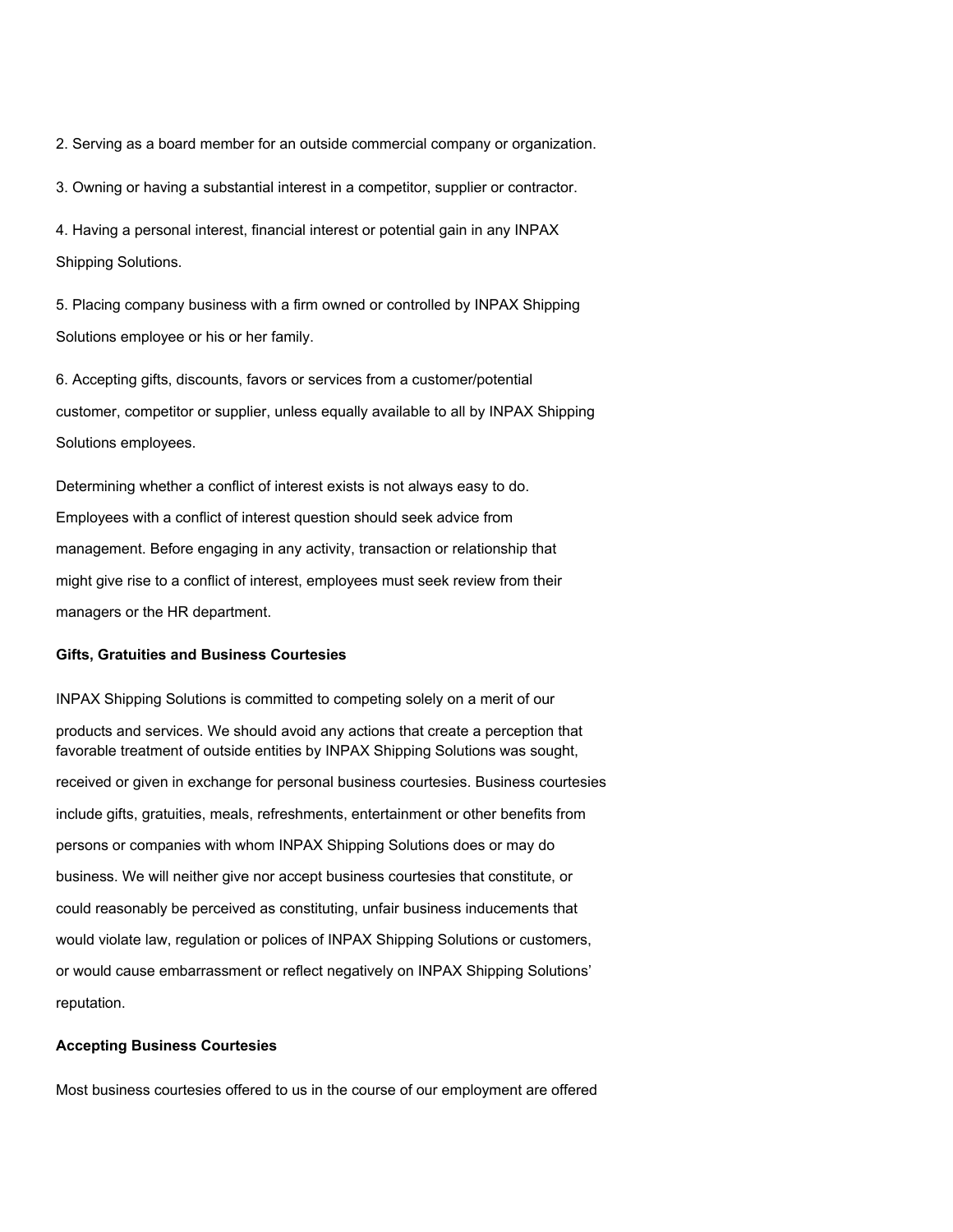2. Serving as a board member for an outside commercial company or organization.

3. Owning or having a substantial interest in a competitor, supplier or contractor.

4. Having a personal interest, financial interest or potential gain in any INPAX Shipping Solutions.

5. Placing company business with a firm owned or controlled by INPAX Shipping Solutions employee or his or her family.

6. Accepting gifts, discounts, favors or services from a customer/potential customer, competitor or supplier, unless equally available to all by INPAX Shipping Solutions employees.

Determining whether a conflict of interest exists is not always easy to do. Employees with a conflict of interest question should seek advice from management. Before engaging in any activity, transaction or relationship that might give rise to a conflict of interest, employees must seek review from their managers or the HR department.

**Gifts, Gratuities and Business Courtesies**

INPAX Shipping Solutions is committed to competing solely on a merit of our products and services. We should avoid any actions that create a perception that favorable treatment of outside entities by INPAX Shipping Solutions was sought, received or given in exchange for personal business courtesies. Business courtesies include gifts, gratuities, meals, refreshments, entertainment or other benefits from persons or companies with whom INPAX Shipping Solutions does or may do business. We will neither give nor accept business courtesies that constitute, or could reasonably be perceived as constituting, unfair business inducements that would violate law, regulation or polices of INPAX Shipping Solutions or customers, or would cause embarrassment or reflect negatively on INPAX Shipping Solutions' reputation.

**Accepting Business Courtesies**

Most business courtesies offered to us in the course of our employment are offered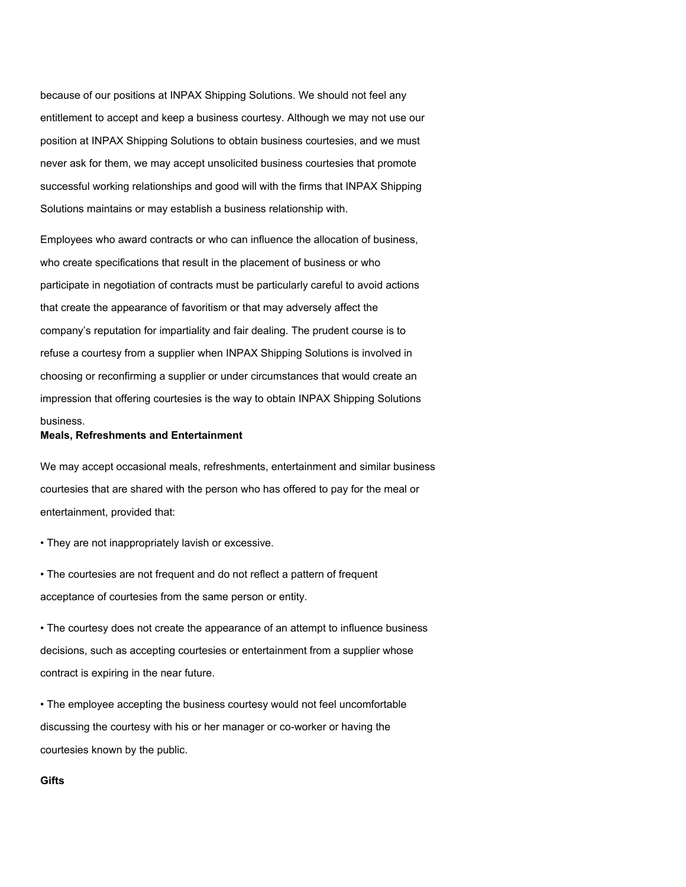because of our positions at INPAX Shipping Solutions. We should not feel any entitlement to accept and keep a business courtesy. Although we may not use our position at INPAX Shipping Solutions to obtain business courtesies, and we must never ask for them, we may accept unsolicited business courtesies that promote successful working relationships and good will with the firms that INPAX Shipping Solutions maintains or may establish a business relationship with.

Employees who award contracts or who can influence the allocation of business, who create specifications that result in the placement of business or who participate in negotiation of contracts must be particularly careful to avoid actions that create the appearance of favoritism or that may adversely affect the company's reputation for impartiality and fair dealing. The prudent course is to refuse a courtesy from a supplier when INPAX Shipping Solutions is involved in choosing or reconfirming a supplier or under circumstances that would create an impression that offering courtesies is the way to obtain INPAX Shipping Solutions business.

**Meals, Refreshments and Entertainment**

We may accept occasional meals, refreshments, entertainment and similar business courtesies that are shared with the person who has offered to pay for the meal or entertainment, provided that:

- They are not inappropriately lavish or excessive.
- The courtesies are not frequent and do not reflect a pattern of frequent acceptance of courtesies from the same person or entity.
- The courtesy does not create the appearance of an attempt to influence business decisions, such as accepting courtesies or entertainment from a supplier whose contract is expiring in the near future.
- The employee accepting the business courtesy would not feel uncomfortable discussing the courtesy with his or her manager or co-worker or having the courtesies known by the public.

**Gifts**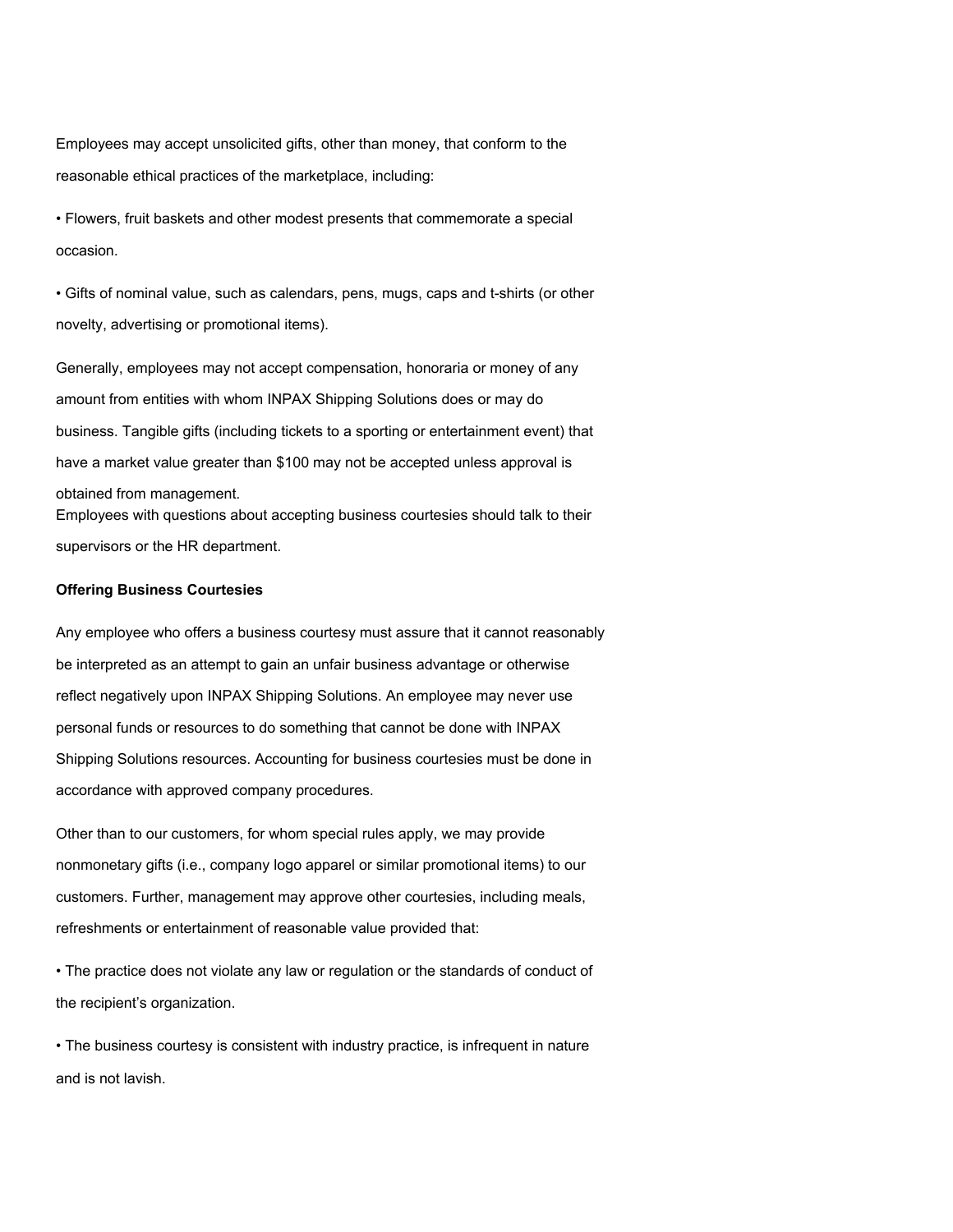Employees may accept unsolicited gifts, other than money, that conform to the reasonable ethical practices of the marketplace, including:

- Flowers, fruit baskets and other modest presents that commemorate a special occasion.
- Gifts of nominal value, such as calendars, pens, mugs, caps and t-shirts (or other novelty, advertising or promotional items).

Generally, employees may not accept compensation, honoraria or money of any amount from entities with whom INPAX Shipping Solutions does or may do business. Tangible gifts (including tickets to a sporting or entertainment event) that have a market value greater than $100 may not be accepted unless approval is obtained from management.
Employees with questions about accepting business courtesies should talk to their supervisors or the HR department.

**Offering Business Courtesies**

Any employee who offers a business courtesy must assure that it cannot reasonably be interpreted as an attempt to gain an unfair business advantage or otherwise reflect negatively upon INPAX Shipping Solutions. An employee may never use personal funds or resources to do something that cannot be done with INPAX Shipping Solutions resources. Accounting for business courtesies must be done in accordance with approved company procedures.

Other than to our customers, for whom special rules apply, we may provide nonmonetary gifts (i.e., company logo apparel or similar promotional items) to our customers. Further, management may approve other courtesies, including meals, refreshments or entertainment of reasonable value provided that:

- The practice does not violate any law or regulation or the standards of conduct of the recipient's organization.
- The business courtesy is consistent with industry practice, is infrequent in nature and is not lavish.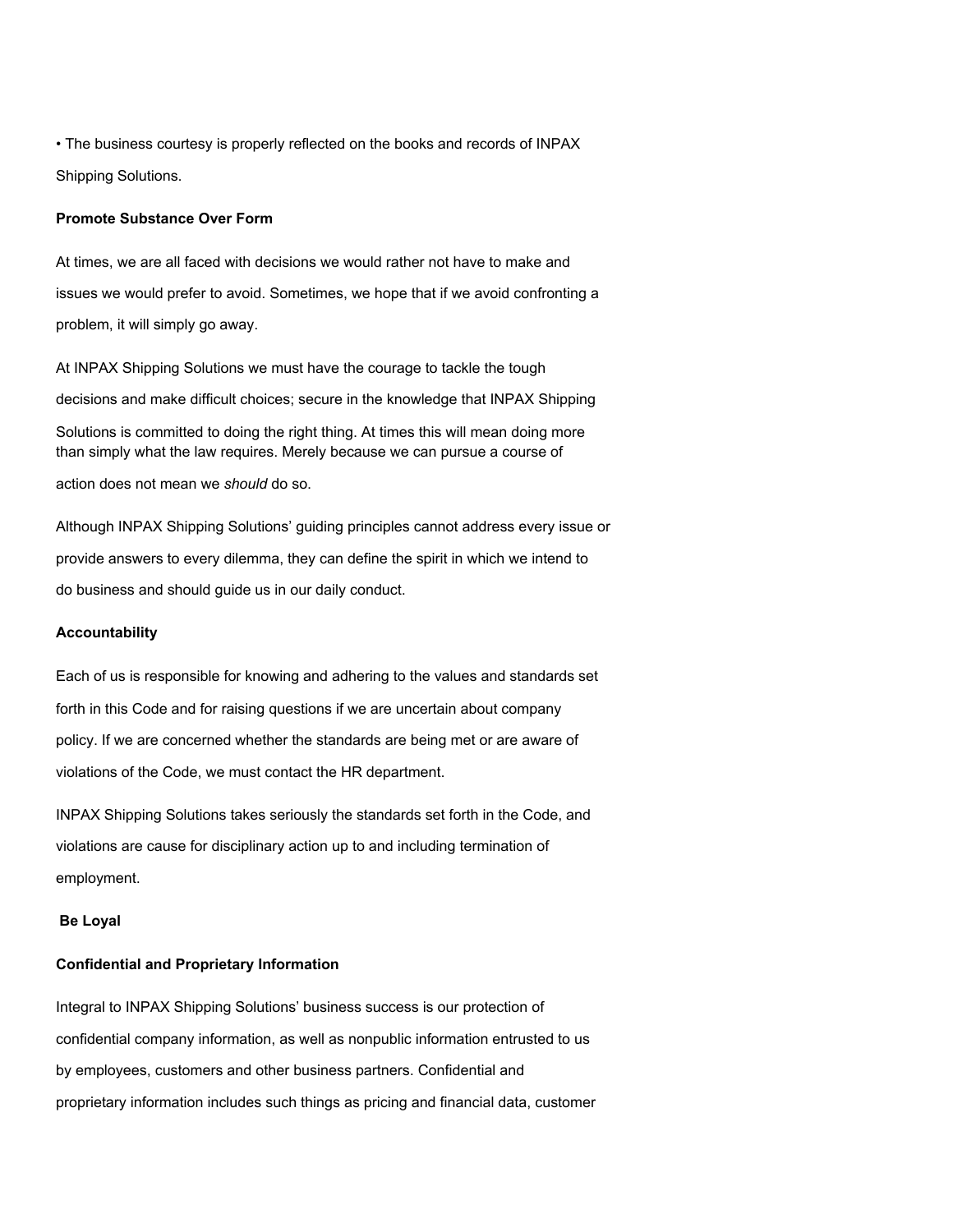- The business courtesy is properly reflected on the books and records of INPAX Shipping Solutions.

**Promote Substance Over Form**

At times, we are all faced with decisions we would rather not have to make and issues we would prefer to avoid. Sometimes, we hope that if we avoid confronting a problem, it will simply go away.

At INPAX Shipping Solutions we must have the courage to tackle the tough decisions and make difficult choices; secure in the knowledge that INPAX Shipping Solutions is committed to doing the right thing. At times this will mean doing more than simply what the law requires. Merely because we can pursue a course of action does not mean we *should* do so.

Although INPAX Shipping Solutions' guiding principles cannot address every issue or provide answers to every dilemma, they can define the spirit in which we intend to do business and should guide us in our daily conduct.

**Accountability**

Each of us is responsible for knowing and adhering to the values and standards set forth in this Code and for raising questions if we are uncertain about company policy. If we are concerned whether the standards are being met or are aware of violations of the Code, we must contact the HR department.

INPAX Shipping Solutions takes seriously the standards set forth in the Code, and violations are cause for disciplinary action up to and including termination of employment.

**Be Loyal**

**Confidential and Proprietary Information**

Integral to INPAX Shipping Solutions' business success is our protection of confidential company information, as well as nonpublic information entrusted to us by employees, customers and other business partners. Confidential and proprietary information includes such things as pricing and financial data, customer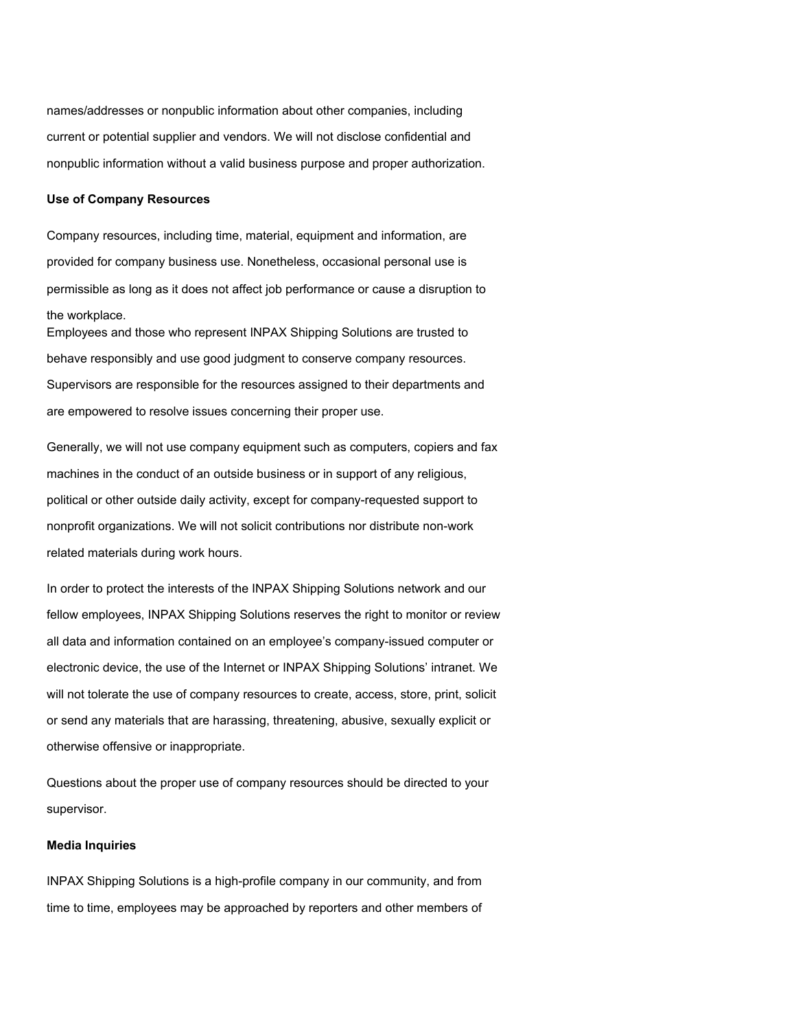names/addresses or nonpublic information about other companies, including current or potential supplier and vendors. We will not disclose confidential and nonpublic information without a valid business purpose and proper authorization.

**Use of Company Resources**

Company resources, including time, material, equipment and information, are provided for company business use. Nonetheless, occasional personal use is permissible as long as it does not affect job performance or cause a disruption to the workplace.

Employees and those who represent INPAX Shipping Solutions are trusted to behave responsibly and use good judgment to conserve company resources. Supervisors are responsible for the resources assigned to their departments and are empowered to resolve issues concerning their proper use.

Generally, we will not use company equipment such as computers, copiers and fax machines in the conduct of an outside business or in support of any religious, political or other outside daily activity, except for company-requested support to nonprofit organizations. We will not solicit contributions nor distribute non-work related materials during work hours.

In order to protect the interests of the INPAX Shipping Solutions network and our fellow employees, INPAX Shipping Solutions reserves the right to monitor or review all data and information contained on an employee's company-issued computer or electronic device, the use of the Internet or INPAX Shipping Solutions' intranet. We will not tolerate the use of company resources to create, access, store, print, solicit or send any materials that are harassing, threatening, abusive, sexually explicit or otherwise offensive or inappropriate.

Questions about the proper use of company resources should be directed to your supervisor.

**Media Inquiries**

INPAX Shipping Solutions is a high-profile company in our community, and from time to time, employees may be approached by reporters and other members of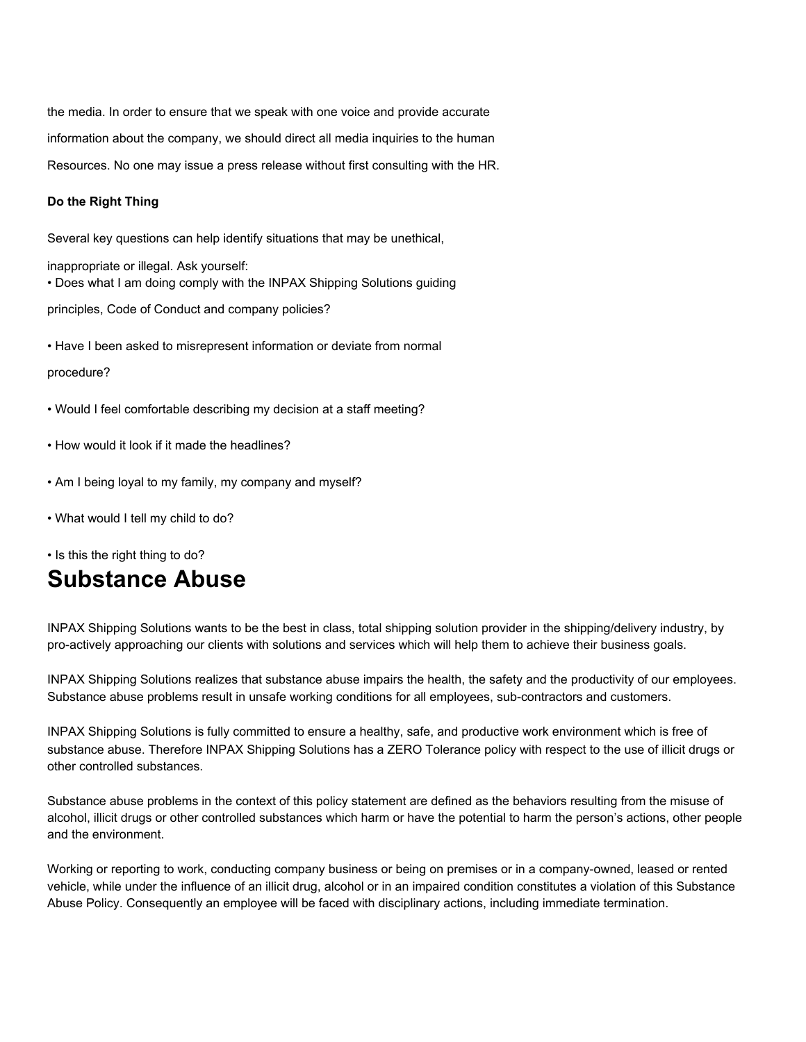the media. In order to ensure that we speak with one voice and provide accurate information about the company, we should direct all media inquiries to the human Resources. No one may issue a press release without first consulting with the HR.

**Do the Right Thing**

Several key questions can help identify situations that may be unethical, inappropriate or illegal. Ask yourself:

- Does what I am doing comply with the INPAX Shipping Solutions guiding principles, Code of Conduct and company policies?
- Have I been asked to misrepresent information or deviate from normal procedure?
- Would I feel comfortable describing my decision at a staff meeting?
- How would it look if it made the headlines?
- Am I being loyal to my family, my company and myself?
- What would I tell my child to do?
- Is this the right thing to do?

# Substance Abuse

INPAX Shipping Solutions wants to be the best in class, total shipping solution provider in the shipping/delivery industry, by pro-actively approaching our clients with solutions and services which will help them to achieve their business goals.

INPAX Shipping Solutions realizes that substance abuse impairs the health, the safety and the productivity of our employees. Substance abuse problems result in unsafe working conditions for all employees, sub-contractors and customers.

INPAX Shipping Solutions is fully committed to ensure a healthy, safe, and productive work environment which is free of substance abuse. Therefore INPAX Shipping Solutions has a ZERO Tolerance policy with respect to the use of illicit drugs or other controlled substances.

Substance abuse problems in the context of this policy statement are defined as the behaviors resulting from the misuse of alcohol, illicit drugs or other controlled substances which harm or have the potential to harm the person's actions, other people and the environment.

Working or reporting to work, conducting company business or being on premises or in a company-owned, leased or rented vehicle, while under the influence of an illicit drug, alcohol or in an impaired condition constitutes a violation of this Substance Abuse Policy. Consequently an employee will be faced with disciplinary actions, including immediate termination.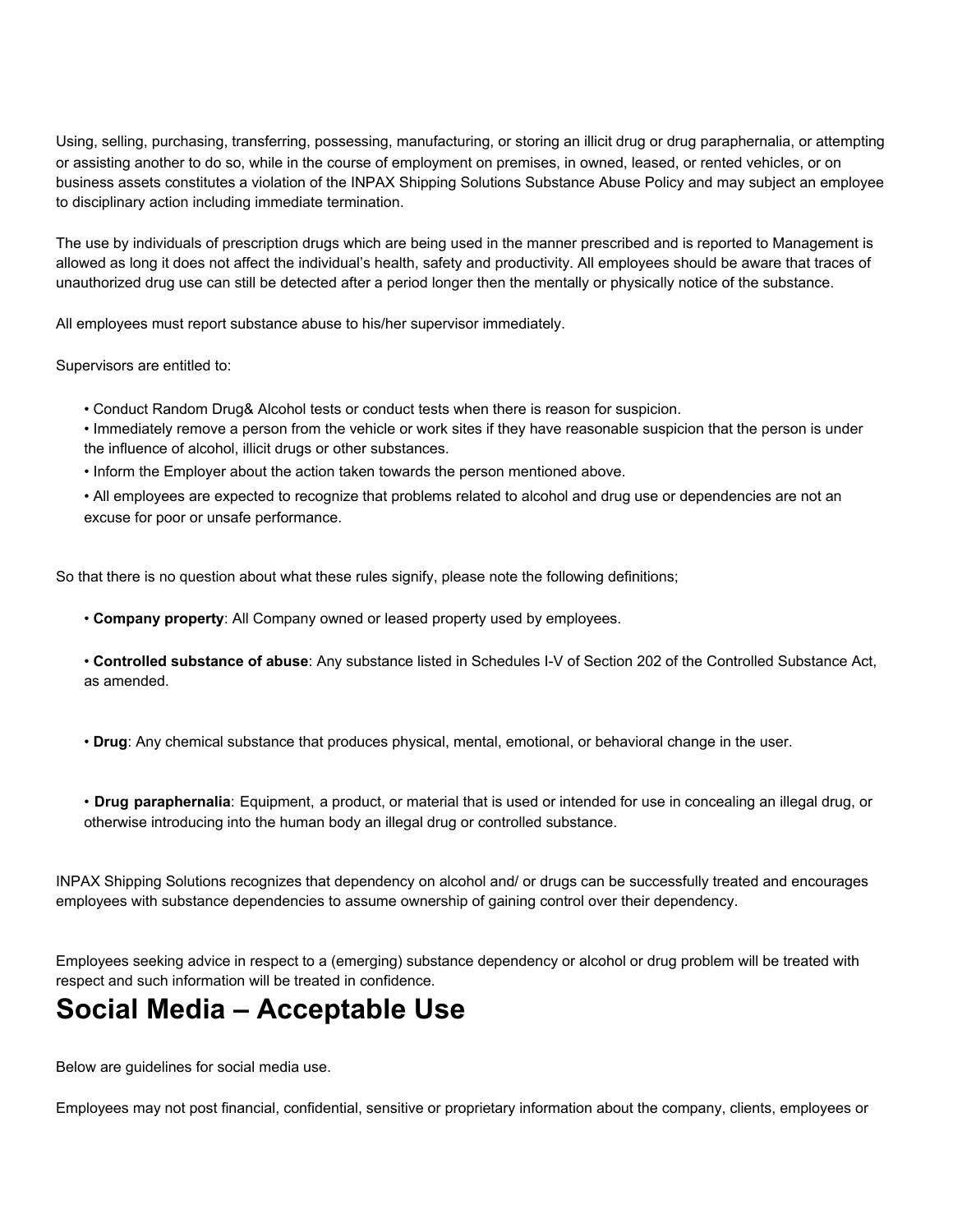Using, selling, purchasing, transferring, possessing, manufacturing, or storing an illicit drug or drug paraphernalia, or attempting or assisting another to do so, while in the course of employment on premises, in owned, leased, or rented vehicles, or on business assets constitutes a violation of the INPAX Shipping Solutions Substance Abuse Policy and may subject an employee to disciplinary action including immediate termination.

The use by individuals of prescription drugs which are being used in the manner prescribed and is reported to Management is allowed as long it does not affect the individual's health, safety and productivity. All employees should be aware that traces of unauthorized drug use can still be detected after a period longer then the mentally or physically notice of the substance.

All employees must report substance abuse to his/her supervisor immediately.

Supervisors are entitled to:

- Conduct Random Drug& Alcohol tests or conduct tests when there is reason for suspicion.
- Immediately remove a person from the vehicle or work sites if they have reasonable suspicion that the person is under the influence of alcohol, illicit drugs or other substances.
- Inform the Employer about the action taken towards the person mentioned above.
- All employees are expected to recognize that problems related to alcohol and drug use or dependencies are not an excuse for poor or unsafe performance.

So that there is no question about what these rules signify, please note the following definitions;

- **Company property**: All Company owned or leased property used by employees.
- **Controlled substance of abuse**: Any substance listed in Schedules I-V of Section 202 of the Controlled Substance Act, as amended.
- **Drug**: Any chemical substance that produces physical, mental, emotional, or behavioral change in the user.
- **Drug paraphernalia**: Equipment, a product, or material that is used or intended for use in concealing an illegal drug, or otherwise introducing into the human body an illegal drug or controlled substance.

INPAX Shipping Solutions recognizes that dependency on alcohol and/ or drugs can be successfully treated and encourages employees with substance dependencies to assume ownership of gaining control over their dependency.

Employees seeking advice in respect to a (emerging) substance dependency or alcohol or drug problem will be treated with respect and such information will be treated in confidence.

# Social Media – Acceptable Use

Below are guidelines for social media use.

Employees may not post financial, confidential, sensitive or proprietary information about the company, clients, employees or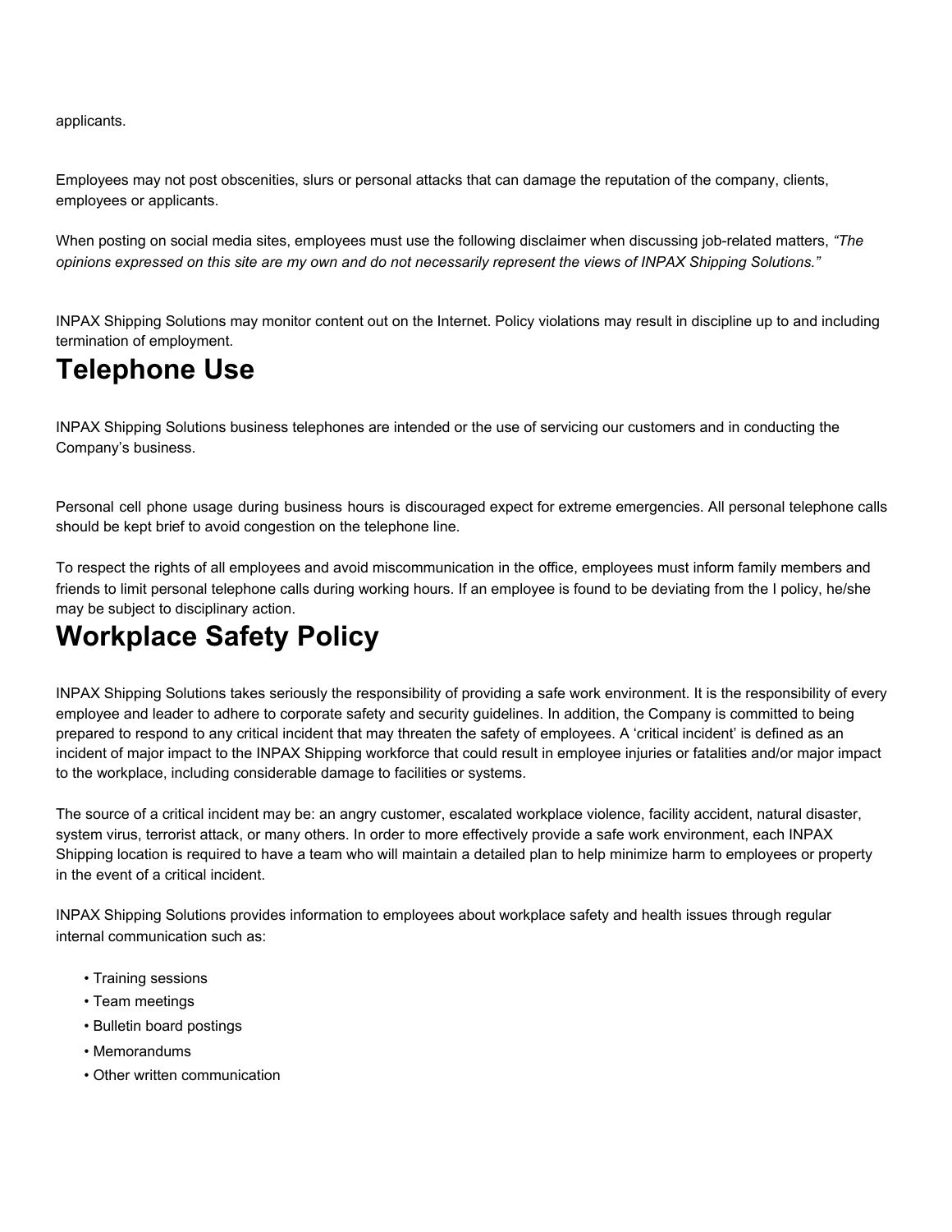applicants.

Employees may not post obscenities, slurs or personal attacks that can damage the reputation of the company, clients, employees or applicants.

When posting on social media sites, employees must use the following disclaimer when discussing job-related matters, *"The opinions expressed on this site are my own and do not necessarily represent the views of INPAX Shipping Solutions."*

INPAX Shipping Solutions may monitor content out on the Internet. Policy violations may result in discipline up to and including termination of employment.

# Telephone Use

INPAX Shipping Solutions business telephones are intended or the use of servicing our customers and in conducting the Company's business.

Personal cell phone usage during business hours is discouraged expect for extreme emergencies. All personal telephone calls should be kept brief to avoid congestion on the telephone line.

To respect the rights of all employees and avoid miscommunication in the office, employees must inform family members and friends to limit personal telephone calls during working hours. If an employee is found to be deviating from the I policy, he/she may be subject to disciplinary action.

# Workplace Safety Policy

INPAX Shipping Solutions takes seriously the responsibility of providing a safe work environment. It is the responsibility of every employee and leader to adhere to corporate safety and security guidelines. In addition, the Company is committed to being prepared to respond to any critical incident that may threaten the safety of employees. A 'critical incident' is defined as an incident of major impact to the INPAX Shipping workforce that could result in employee injuries or fatalities and/or major impact to the workplace, including considerable damage to facilities or systems.

The source of a critical incident may be: an angry customer, escalated workplace violence, facility accident, natural disaster, system virus, terrorist attack, or many others. In order to more effectively provide a safe work environment, each INPAX Shipping location is required to have a team who will maintain a detailed plan to help minimize harm to employees or property in the event of a critical incident.

INPAX Shipping Solutions provides information to employees about workplace safety and health issues through regular internal communication such as:

- Training sessions
- Team meetings
- Bulletin board postings
- Memorandums
- Other written communication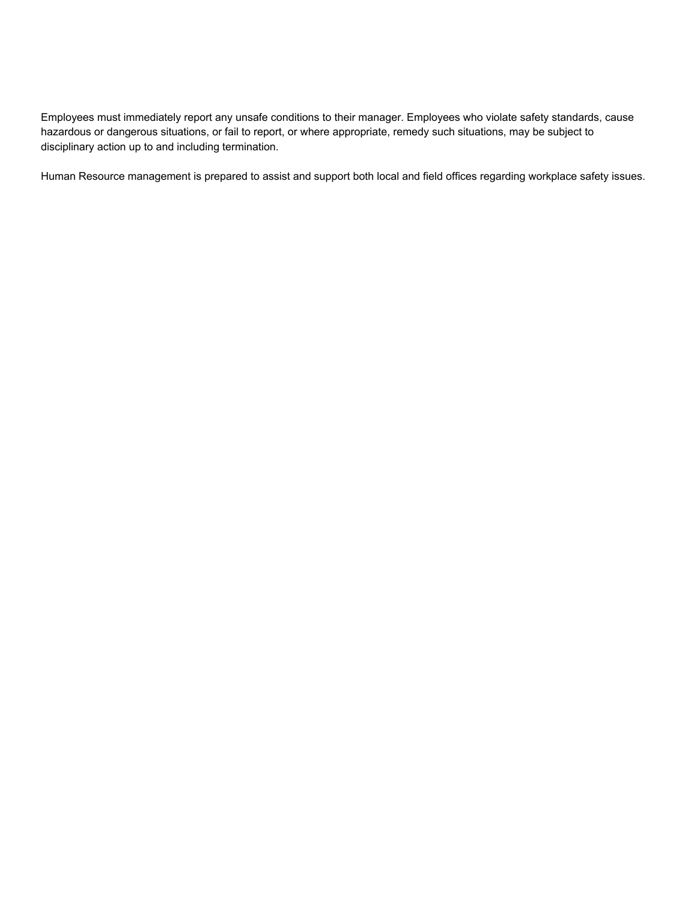Employees must immediately report any unsafe conditions to their manager. Employees who violate safety standards, cause hazardous or dangerous situations, or fail to report, or where appropriate, remedy such situations, may be subject to disciplinary action up to and including termination.

Human Resource management is prepared to assist and support both local and field offices regarding workplace safety issues.